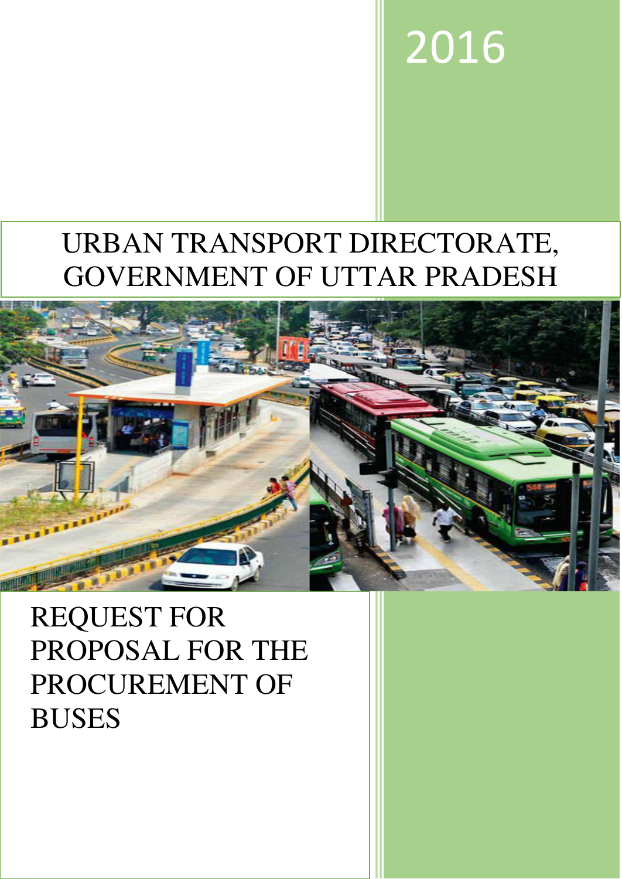2016

# URBAN TRANSPORT DIRECTORATE, GOVERNMENT OF UTTAR PRADESH

# REQUEST FOR PROPOSAL FOR THE PROCUREMENT OF BUSES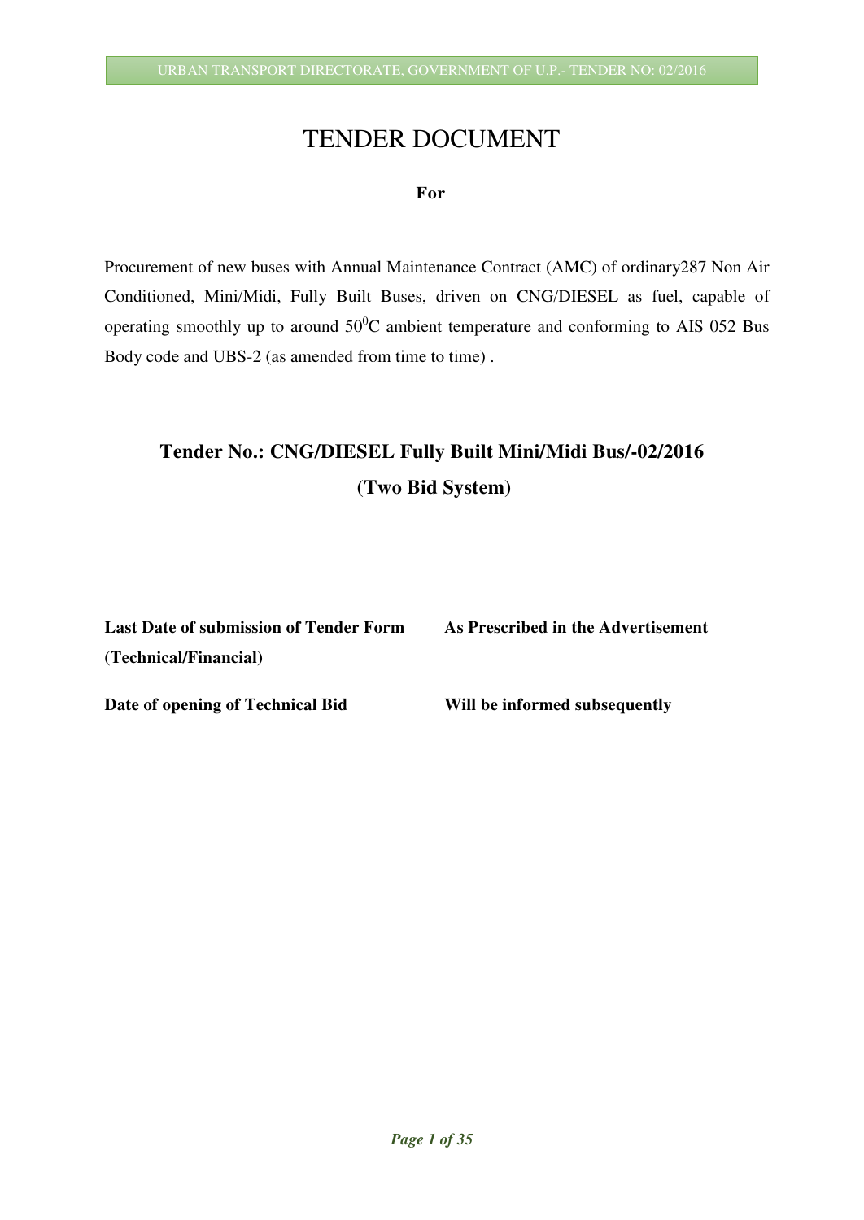# TENDER DOCUMENT

**For**

Procurement of new buses with Annual Maintenance Contract (AMC) of ordinary287 Non Air Conditioned, Mini/Midi, Fully Built Buses, driven on CNG/DIESEL as fuel, capable of operating smoothly up to around $50^0$C ambient temperature and conforming to AIS 052 Bus Body code and UBS-2 (as amended from time to time) .

## Tender No.: CNG/DIESEL Fully Built Mini/Midi Bus/-02/2016

## (Two Bid System)

| | |
|---|---|
| **Last Date of submission of Tender Form (Technical/Financial)** | **As Prescribed in the Advertisement** |
| **Date of opening of Technical Bid** | **Will be informed subsequently** |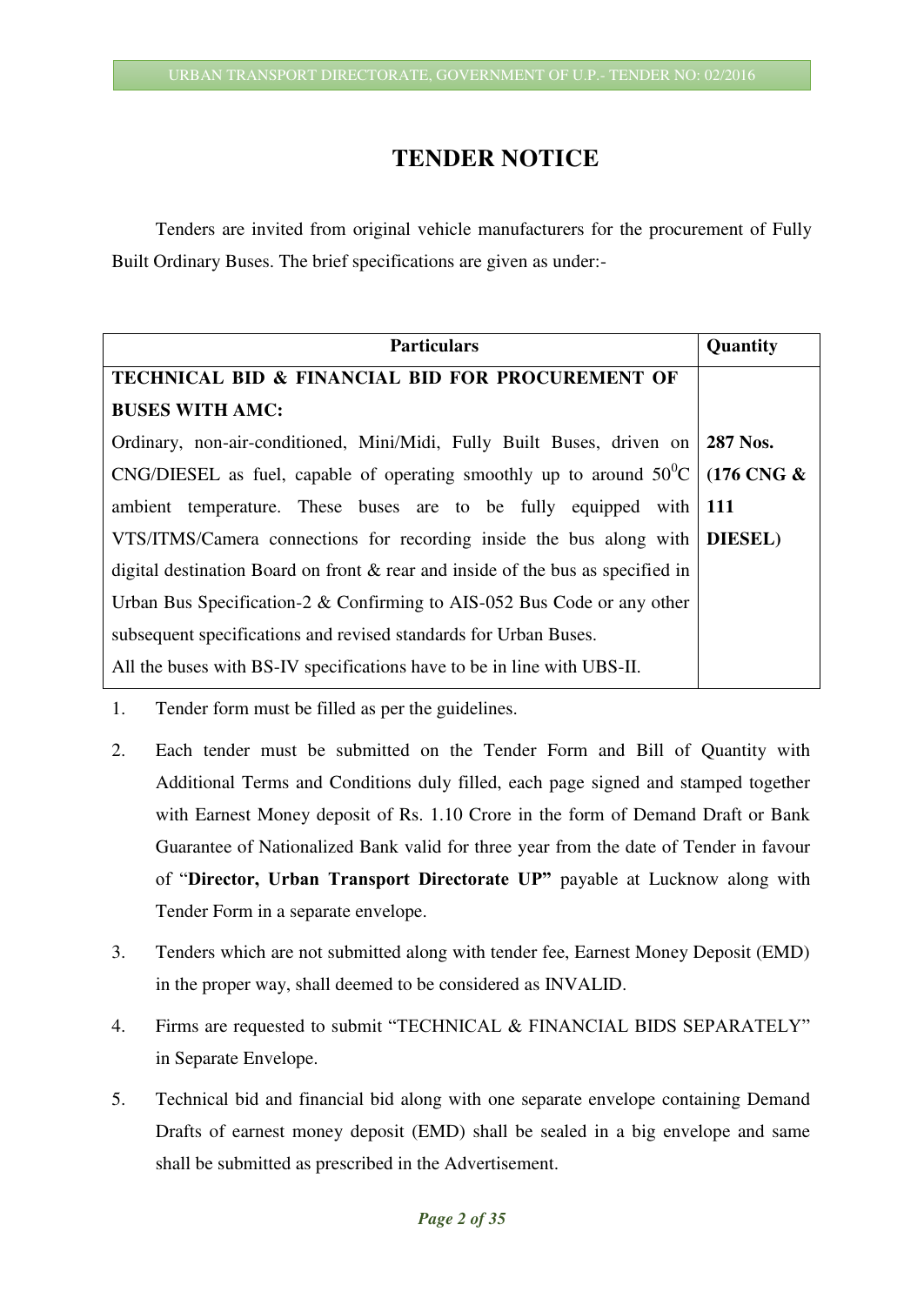# TENDER NOTICE

Tenders are invited from original vehicle manufacturers for the procurement of Fully Built Ordinary Buses. The brief specifications are given as under:-

| Particulars | Quantity |
|---|---|
| **TECHNICAL BID & FINANCIAL BID FOR PROCUREMENT OF BUSES WITH AMC:**<br>Ordinary, non-air-conditioned, Mini/Midi, Fully Built Buses, driven on CNG/DIESEL as fuel, capable of operating smoothly up to around $50^0$C ambient temperature. These buses are to be fully equipped with VTS/ITMS/Camera connections for recording inside the bus along with digital destination Board on front & rear and inside of the bus as specified in Urban Bus Specification-2 & Confirming to AIS-052 Bus Code or any other subsequent specifications and revised standards for Urban Buses.<br>All the buses with BS-IV specifications have to be in line with UBS-II. | **287 Nos. (176 CNG & 111 DIESEL)** |

1. Tender form must be filled as per the guidelines.
2. Each tender must be submitted on the Tender Form and Bill of Quantity with Additional Terms and Conditions duly filled, each page signed and stamped together with Earnest Money deposit of Rs. 1.10 Crore in the form of Demand Draft or Bank Guarantee of Nationalized Bank valid for three year from the date of Tender in favour of "**Director, Urban Transport Directorate UP"** payable at Lucknow along with Tender Form in a separate envelope.
3. Tenders which are not submitted along with tender fee, Earnest Money Deposit (EMD) in the proper way, shall deemed to be considered as INVALID.
4. Firms are requested to submit "TECHNICAL & FINANCIAL BIDS SEPARATELY" in Separate Envelope.
5. Technical bid and financial bid along with one separate envelope containing Demand Drafts of earnest money deposit (EMD) shall be sealed in a big envelope and same shall be submitted as prescribed in the Advertisement.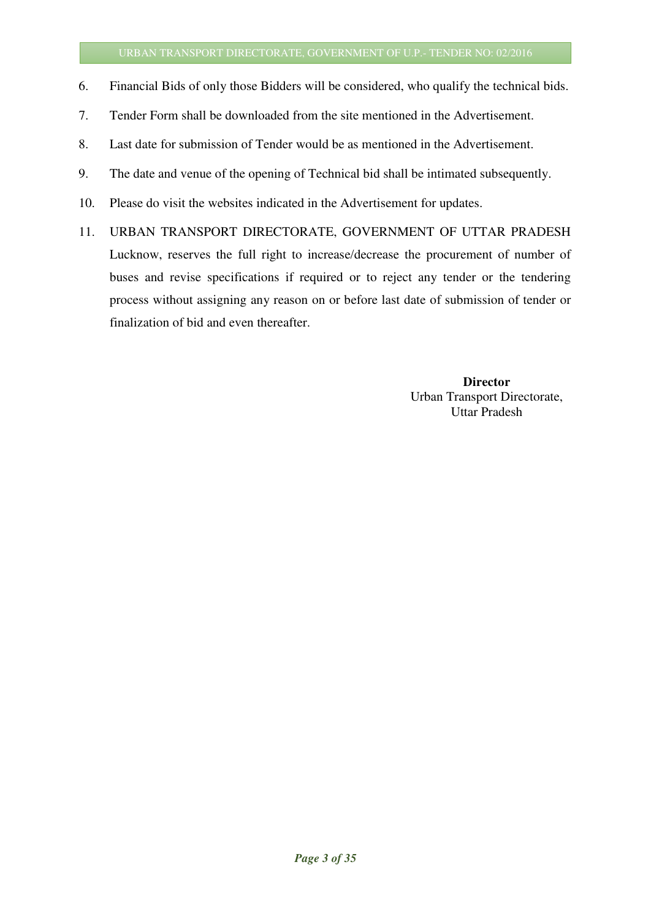6. Financial Bids of only those Bidders will be considered, who qualify the technical bids.
7. Tender Form shall be downloaded from the site mentioned in the Advertisement.
8. Last date for submission of Tender would be as mentioned in the Advertisement.
9. The date and venue of the opening of Technical bid shall be intimated subsequently.
10. Please do visit the websites indicated in the Advertisement for updates.
11. URBAN TRANSPORT DIRECTORATE, GOVERNMENT OF UTTAR PRADESH Lucknow, reserves the full right to increase/decrease the procurement of number of buses and revise specifications if required or to reject any tender or the tendering process without assigning any reason on or before last date of submission of tender or finalization of bid and even thereafter.

**Director**
Urban Transport Directorate,
Uttar Pradesh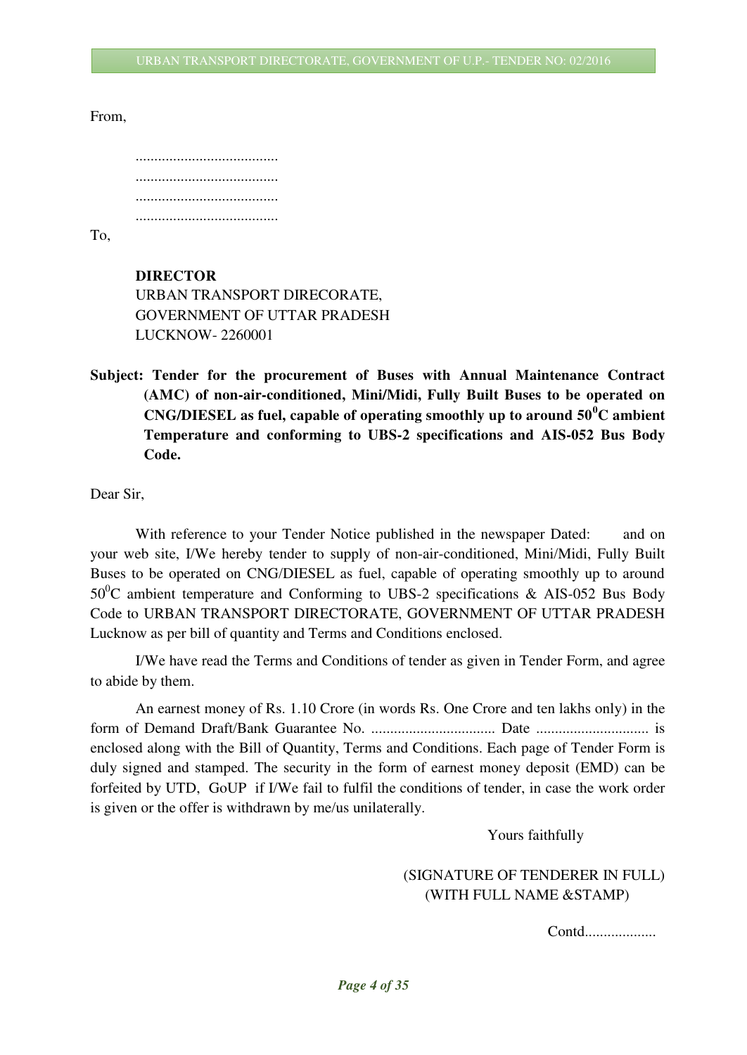From,

......................................
......................................
......................................
......................................

To,

**DIRECTOR**
URBAN TRANSPORT DIRECORATE,
GOVERNMENT OF UTTAR PRADESH
LUCKNOW- 2260001

**Subject: Tender for the procurement of Buses with Annual Maintenance Contract (AMC) of non-air-conditioned, Mini/Midi, Fully Built Buses to be operated on CNG/DIESEL as fuel, capable of operating smoothly up to around $50^0$C ambient Temperature and conforming to UBS-2 specifications and AIS-052 Bus Body Code.**

Dear Sir,

With reference to your Tender Notice published in the newspaper Dated: and on your web site, I/We hereby tender to supply of non-air-conditioned, Mini/Midi, Fully Built Buses to be operated on CNG/DIESEL as fuel, capable of operating smoothly up to around $50^0$C ambient temperature and Conforming to UBS-2 specifications & AIS-052 Bus Body Code to URBAN TRANSPORT DIRECTORATE, GOVERNMENT OF UTTAR PRADESH Lucknow as per bill of quantity and Terms and Conditions enclosed.

I/We have read the Terms and Conditions of tender as given in Tender Form, and agree to abide by them.

An earnest money of Rs. 1.10 Crore (in words Rs. One Crore and ten lakhs only) in the form of Demand Draft/Bank Guarantee No. ................................ Date ............................. is enclosed along with the Bill of Quantity, Terms and Conditions. Each page of Tender Form is duly signed and stamped. The security in the form of earnest money deposit (EMD) can be forfeited by UTD, GoUP if I/We fail to fulfil the conditions of tender, in case the work order is given or the offer is withdrawn by me/us unilaterally.

Yours faithfully

(SIGNATURE OF TENDERER IN FULL)
(WITH FULL NAME &STAMP)

Contd..................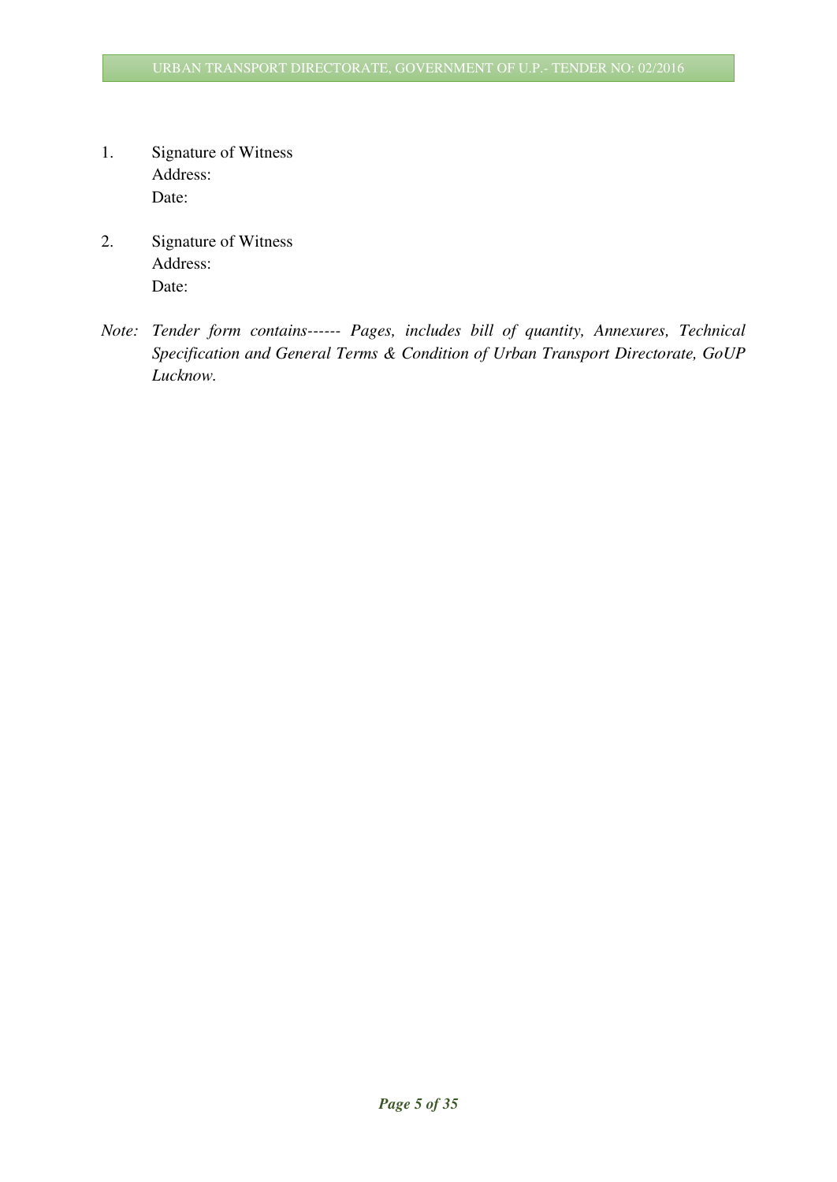1. Signature of Witness
   Address:
   Date:

2. Signature of Witness
   Address:
   Date:

*Note: Tender form contains------ Pages, includes bill of quantity, Annexures, Technical Specification and General Terms & Condition of Urban Transport Directorate, GoUP Lucknow.*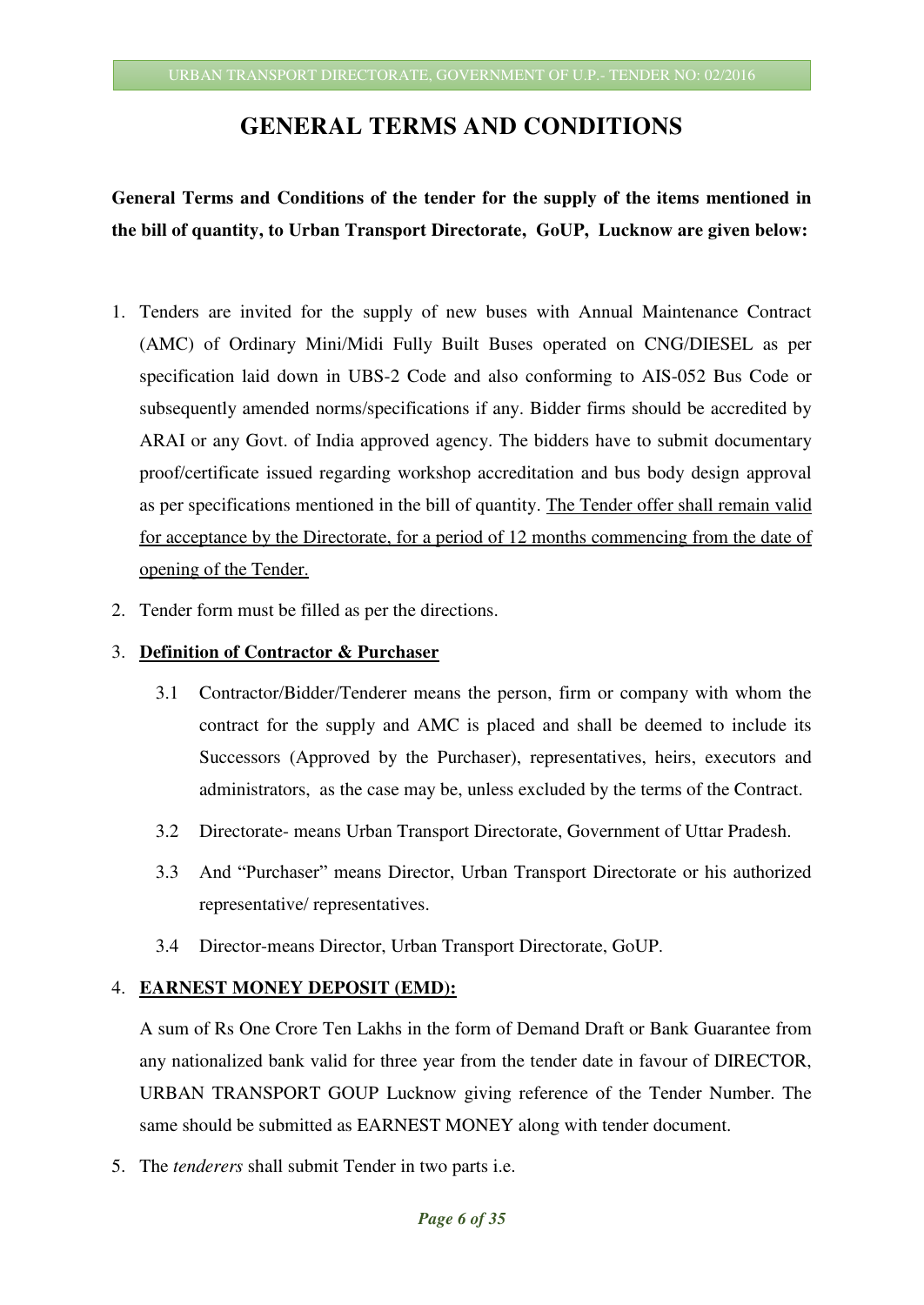# GENERAL TERMS AND CONDITIONS

**General Terms and Conditions of the tender for the supply of the items mentioned in the bill of quantity, to Urban Transport Directorate, GoUP, Lucknow are given below:**

1. Tenders are invited for the supply of new buses with Annual Maintenance Contract (AMC) of Ordinary Mini/Midi Fully Built Buses operated on CNG/DIESEL as per specification laid down in UBS-2 Code and also conforming to AIS-052 Bus Code or subsequently amended norms/specifications if any. Bidder firms should be accredited by ARAI or any Govt. of India approved agency. The bidders have to submit documentary proof/certificate issued regarding workshop accreditation and bus body design approval as per specifications mentioned in the bill of quantity. <u>The Tender offer shall remain valid for acceptance by the Directorate, for a period of 12 months commencing from the date of opening of the Tender.</u>

2. Tender form must be filled as per the directions.

3. **<u>Definition of Contractor & Purchaser</u>**

   3.1 Contractor/Bidder/Tenderer means the person, firm or company with whom the contract for the supply and AMC is placed and shall be deemed to include its Successors (Approved by the Purchaser), representatives, heirs, executors and administrators, as the case may be, unless excluded by the terms of the Contract.

   3.2 Directorate- means Urban Transport Directorate, Government of Uttar Pradesh.

   3.3 And "Purchaser" means Director, Urban Transport Directorate or his authorized representative/ representatives.

   3.4 Director-means Director, Urban Transport Directorate, GoUP.

4. **<u>EARNEST MONEY DEPOSIT (EMD):</u>**

   A sum of Rs One Crore Ten Lakhs in the form of Demand Draft or Bank Guarantee from any nationalized bank valid for three year from the tender date in favour of DIRECTOR, URBAN TRANSPORT GOUP Lucknow giving reference of the Tender Number. The same should be submitted as EARNEST MONEY along with tender document.

5. The *tenderers* shall submit Tender in two parts i.e.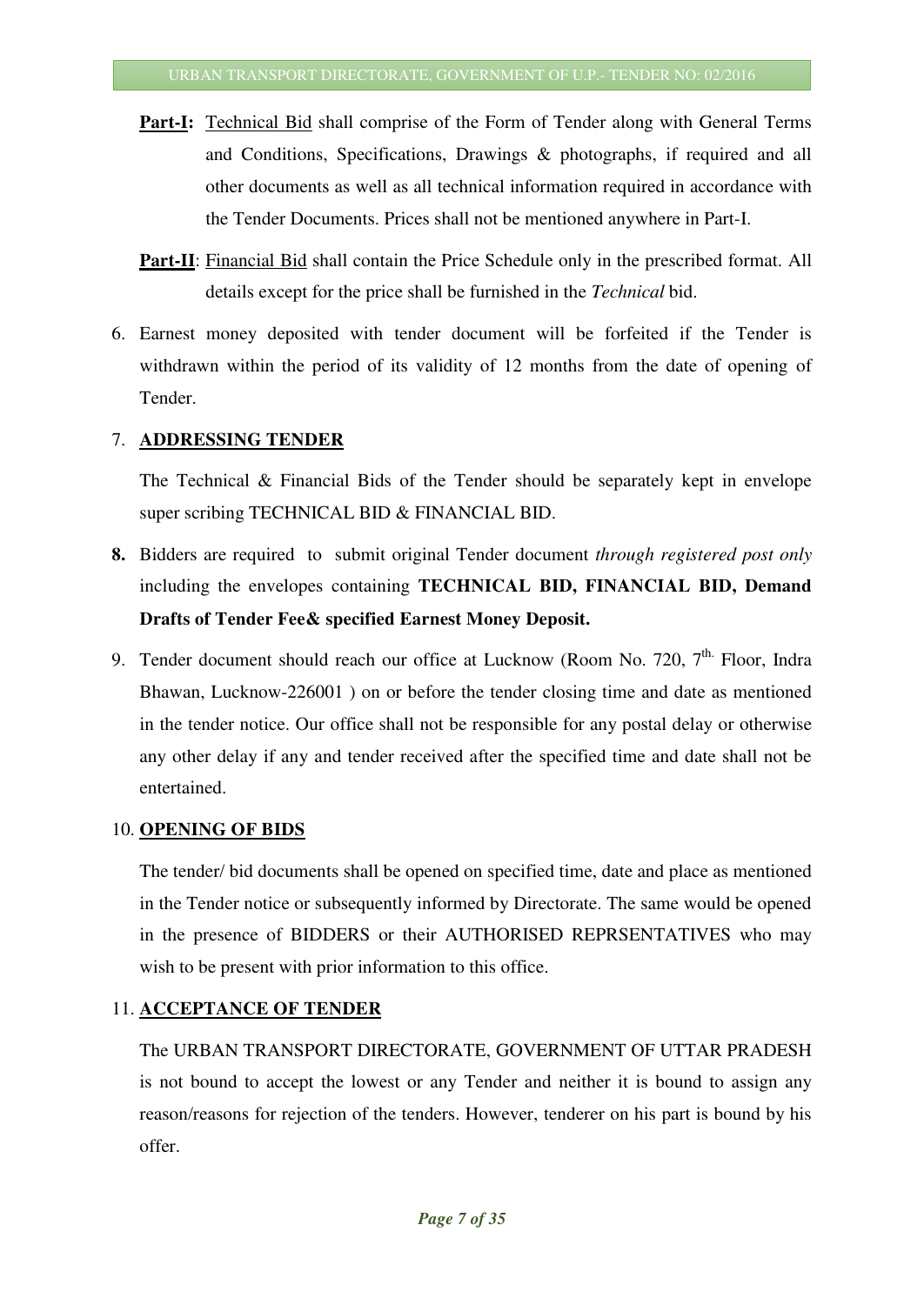**Part-I:** Technical Bid shall comprise of the Form of Tender along with General Terms and Conditions, Specifications, Drawings & photographs, if required and all other documents as well as all technical information required in accordance with the Tender Documents. Prices shall not be mentioned anywhere in Part-I.

**Part-II**: Financial Bid shall contain the Price Schedule only in the prescribed format. All details except for the price shall be furnished in the *Technical* bid.

6. Earnest money deposited with tender document will be forfeited if the Tender is withdrawn within the period of its validity of 12 months from the date of opening of Tender.

7. **ADDRESSING TENDER**

   The Technical & Financial Bids of the Tender should be separately kept in envelope super scribing TECHNICAL BID & FINANCIAL BID.

**8.** Bidders are required to submit original Tender document *through registered post only* including the envelopes containing **TECHNICAL BID, FINANCIAL BID, Demand Drafts of Tender Fee& specified Earnest Money Deposit.**

9. Tender document should reach our office at Lucknow (Room No. 720, 7th. Floor, Indra Bhawan, Lucknow-226001 ) on or before the tender closing time and date as mentioned in the tender notice. Our office shall not be responsible for any postal delay or otherwise any other delay if any and tender received after the specified time and date shall not be entertained.

10. **OPENING OF BIDS**

    The tender/ bid documents shall be opened on specified time, date and place as mentioned in the Tender notice or subsequently informed by Directorate. The same would be opened in the presence of BIDDERS or their AUTHORISED REPRSENTATIVES who may wish to be present with prior information to this office.

11. **ACCEPTANCE OF TENDER**

    The URBAN TRANSPORT DIRECTORATE, GOVERNMENT OF UTTAR PRADESH is not bound to accept the lowest or any Tender and neither it is bound to assign any reason/reasons for rejection of the tenders. However, tenderer on his part is bound by his offer.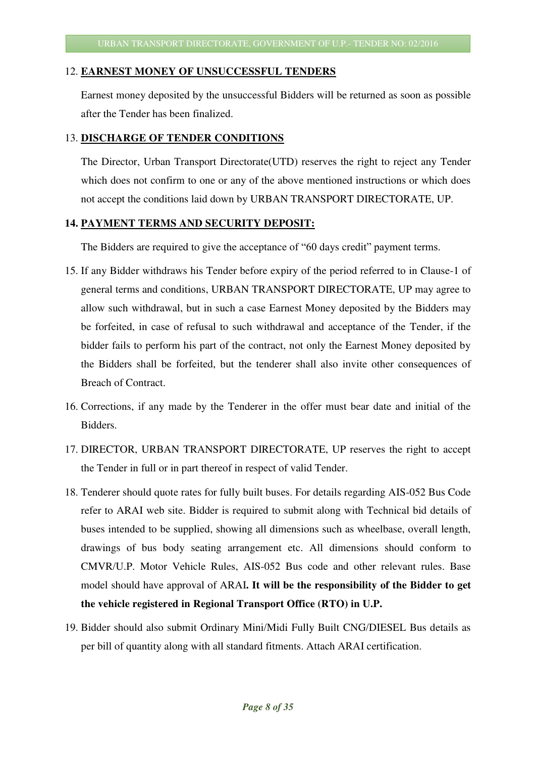12. **EARNEST MONEY OF UNSUCCESSFUL TENDERS**

    Earnest money deposited by the unsuccessful Bidders will be returned as soon as possible after the Tender has been finalized.

13. **DISCHARGE OF TENDER CONDITIONS**

    The Director, Urban Transport Directorate(UTD) reserves the right to reject any Tender which does not confirm to one or any of the above mentioned instructions or which does not accept the conditions laid down by URBAN TRANSPORT DIRECTORATE, UP.

14. **PAYMENT TERMS AND SECURITY DEPOSIT:**

    The Bidders are required to give the acceptance of "60 days credit" payment terms.

15. If any Bidder withdraws his Tender before expiry of the period referred to in Clause-1 of general terms and conditions, URBAN TRANSPORT DIRECTORATE, UP may agree to allow such withdrawal, but in such a case Earnest Money deposited by the Bidders may be forfeited, in case of refusal to such withdrawal and acceptance of the Tender, if the bidder fails to perform his part of the contract, not only the Earnest Money deposited by the Bidders shall be forfeited, but the tenderer shall also invite other consequences of Breach of Contract.

16. Corrections, if any made by the Tenderer in the offer must bear date and initial of the Bidders.

17. DIRECTOR, URBAN TRANSPORT DIRECTORATE, UP reserves the right to accept the Tender in full or in part thereof in respect of valid Tender.

18. Tenderer should quote rates for fully built buses. For details regarding AIS-052 Bus Code refer to ARAI web site. Bidder is required to submit along with Technical bid details of buses intended to be supplied, showing all dimensions such as wheelbase, overall length, drawings of bus body seating arrangement etc. All dimensions should conform to CMVR/U.P. Motor Vehicle Rules, AIS-052 Bus code and other relevant rules. Base model should have approval of ARAI**. It will be the responsibility of the Bidder to get the vehicle registered in Regional Transport Office (RTO) in U.P.**

19. Bidder should also submit Ordinary Mini/Midi Fully Built CNG/DIESEL Bus details as per bill of quantity along with all standard fitments. Attach ARAI certification.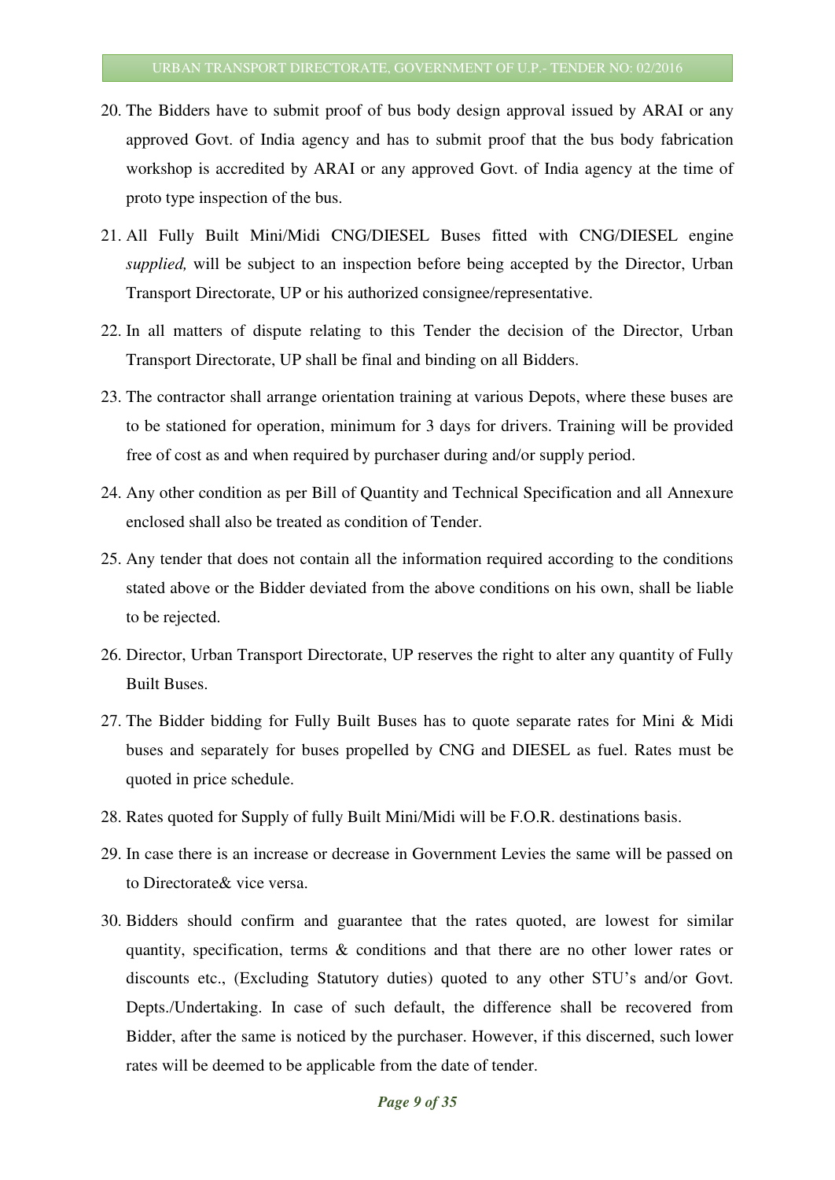20. The Bidders have to submit proof of bus body design approval issued by ARAI or any approved Govt. of India agency and has to submit proof that the bus body fabrication workshop is accredited by ARAI or any approved Govt. of India agency at the time of proto type inspection of the bus.

21. All Fully Built Mini/Midi CNG/DIESEL Buses fitted with CNG/DIESEL engine *supplied,* will be subject to an inspection before being accepted by the Director, Urban Transport Directorate, UP or his authorized consignee/representative.

22. In all matters of dispute relating to this Tender the decision of the Director, Urban Transport Directorate, UP shall be final and binding on all Bidders.

23. The contractor shall arrange orientation training at various Depots, where these buses are to be stationed for operation, minimum for 3 days for drivers. Training will be provided free of cost as and when required by purchaser during and/or supply period.

24. Any other condition as per Bill of Quantity and Technical Specification and all Annexure enclosed shall also be treated as condition of Tender.

25. Any tender that does not contain all the information required according to the conditions stated above or the Bidder deviated from the above conditions on his own, shall be liable to be rejected.

26. Director, Urban Transport Directorate, UP reserves the right to alter any quantity of Fully Built Buses.

27. The Bidder bidding for Fully Built Buses has to quote separate rates for Mini & Midi buses and separately for buses propelled by CNG and DIESEL as fuel. Rates must be quoted in price schedule.

28. Rates quoted for Supply of fully Built Mini/Midi will be F.O.R. destinations basis.

29. In case there is an increase or decrease in Government Levies the same will be passed on to Directorate& vice versa.

30. Bidders should confirm and guarantee that the rates quoted, are lowest for similar quantity, specification, terms & conditions and that there are no other lower rates or discounts etc., (Excluding Statutory duties) quoted to any other STU's and/or Govt. Depts./Undertaking. In case of such default, the difference shall be recovered from Bidder, after the same is noticed by the purchaser. However, if this discerned, such lower rates will be deemed to be applicable from the date of tender.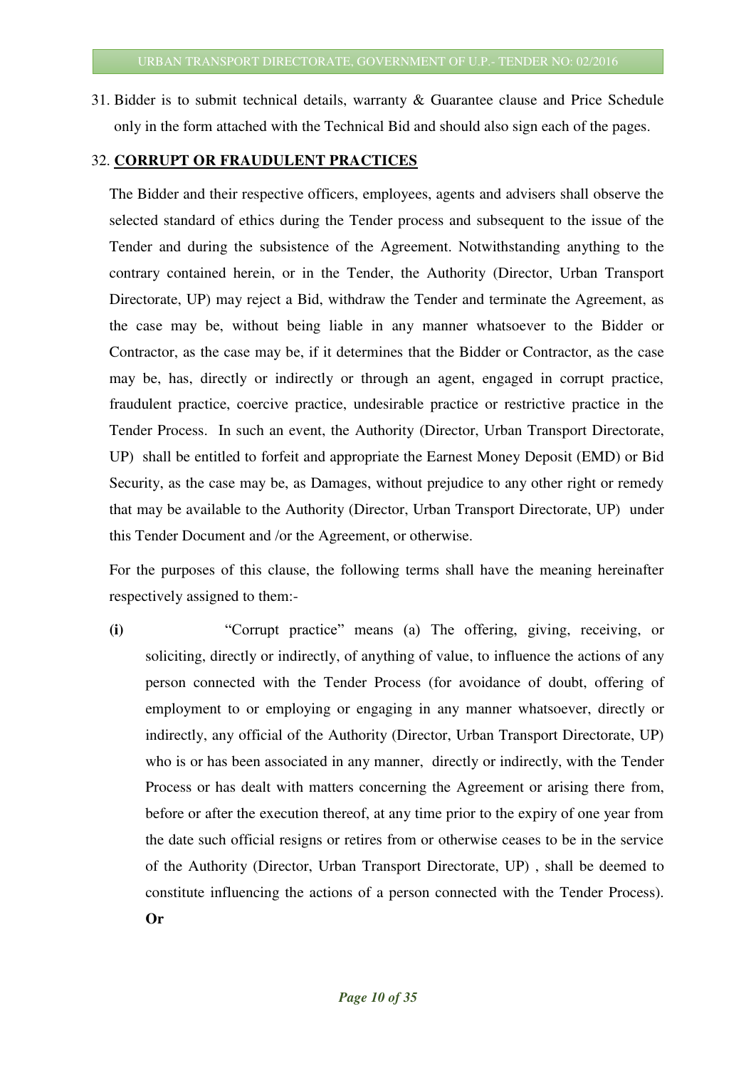31. Bidder is to submit technical details, warranty & Guarantee clause and Price Schedule only in the form attached with the Technical Bid and should also sign each of the pages.

32. **CORRUPT OR FRAUDULENT PRACTICES**

The Bidder and their respective officers, employees, agents and advisers shall observe the selected standard of ethics during the Tender process and subsequent to the issue of the Tender and during the subsistence of the Agreement. Notwithstanding anything to the contrary contained herein, or in the Tender, the Authority (Director, Urban Transport Directorate, UP) may reject a Bid, withdraw the Tender and terminate the Agreement, as the case may be, without being liable in any manner whatsoever to the Bidder or Contractor, as the case may be, if it determines that the Bidder or Contractor, as the case may be, has, directly or indirectly or through an agent, engaged in corrupt practice, fraudulent practice, coercive practice, undesirable practice or restrictive practice in the Tender Process. In such an event, the Authority (Director, Urban Transport Directorate, UP) shall be entitled to forfeit and appropriate the Earnest Money Deposit (EMD) or Bid Security, as the case may be, as Damages, without prejudice to any other right or remedy that may be available to the Authority (Director, Urban Transport Directorate, UP) under this Tender Document and /or the Agreement, or otherwise.

For the purposes of this clause, the following terms shall have the meaning hereinafter respectively assigned to them:-

**(i)** "Corrupt practice" means (a) The offering, giving, receiving, or soliciting, directly or indirectly, of anything of value, to influence the actions of any person connected with the Tender Process (for avoidance of doubt, offering of employment to or employing or engaging in any manner whatsoever, directly or indirectly, any official of the Authority (Director, Urban Transport Directorate, UP) who is or has been associated in any manner, directly or indirectly, with the Tender Process or has dealt with matters concerning the Agreement or arising there from, before or after the execution thereof, at any time prior to the expiry of one year from the date such official resigns or retires from or otherwise ceases to be in the service of the Authority (Director, Urban Transport Directorate, UP) , shall be deemed to constitute influencing the actions of a person connected with the Tender Process). **Or**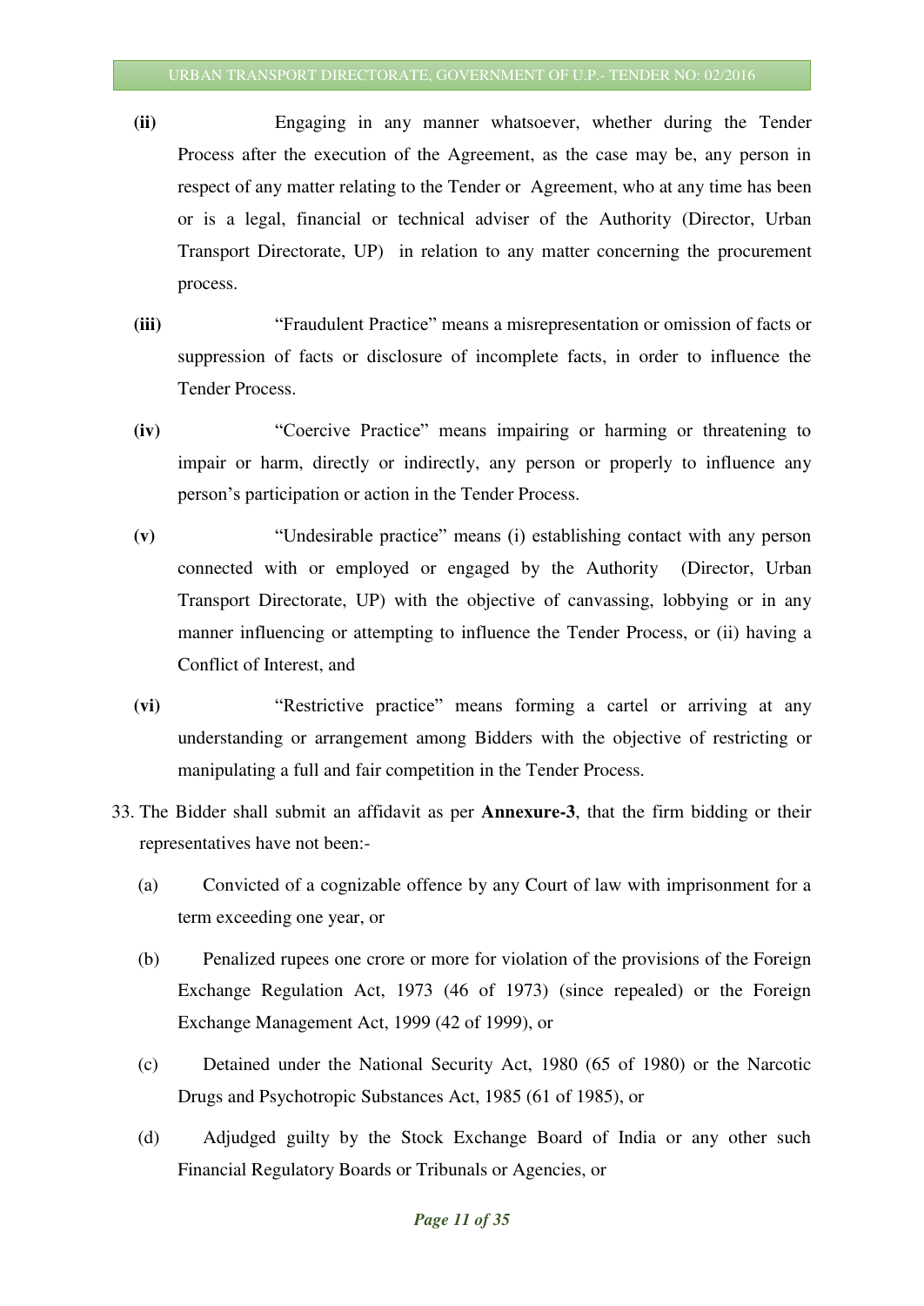**(ii)** Engaging in any manner whatsoever, whether during the Tender Process after the execution of the Agreement, as the case may be, any person in respect of any matter relating to the Tender or Agreement, who at any time has been or is a legal, financial or technical adviser of the Authority (Director, Urban Transport Directorate, UP) in relation to any matter concerning the procurement process.

**(iii)** "Fraudulent Practice" means a misrepresentation or omission of facts or suppression of facts or disclosure of incomplete facts, in order to influence the Tender Process.

**(iv)** "Coercive Practice" means impairing or harming or threatening to impair or harm, directly or indirectly, any person or properly to influence any person's participation or action in the Tender Process.

**(v)** "Undesirable practice" means (i) establishing contact with any person connected with or employed or engaged by the Authority (Director, Urban Transport Directorate, UP) with the objective of canvassing, lobbying or in any manner influencing or attempting to influence the Tender Process, or (ii) having a Conflict of Interest, and

**(vi)** "Restrictive practice" means forming a cartel or arriving at any understanding or arrangement among Bidders with the objective of restricting or manipulating a full and fair competition in the Tender Process.

33. The Bidder shall submit an affidavit as per **Annexure-3**, that the firm bidding or their representatives have not been:-

(a) Convicted of a cognizable offence by any Court of law with imprisonment for a term exceeding one year, or

(b) Penalized rupees one crore or more for violation of the provisions of the Foreign Exchange Regulation Act, 1973 (46 of 1973) (since repealed) or the Foreign Exchange Management Act, 1999 (42 of 1999), or

(c) Detained under the National Security Act, 1980 (65 of 1980) or the Narcotic Drugs and Psychotropic Substances Act, 1985 (61 of 1985), or

(d) Adjudged guilty by the Stock Exchange Board of India or any other such Financial Regulatory Boards or Tribunals or Agencies, or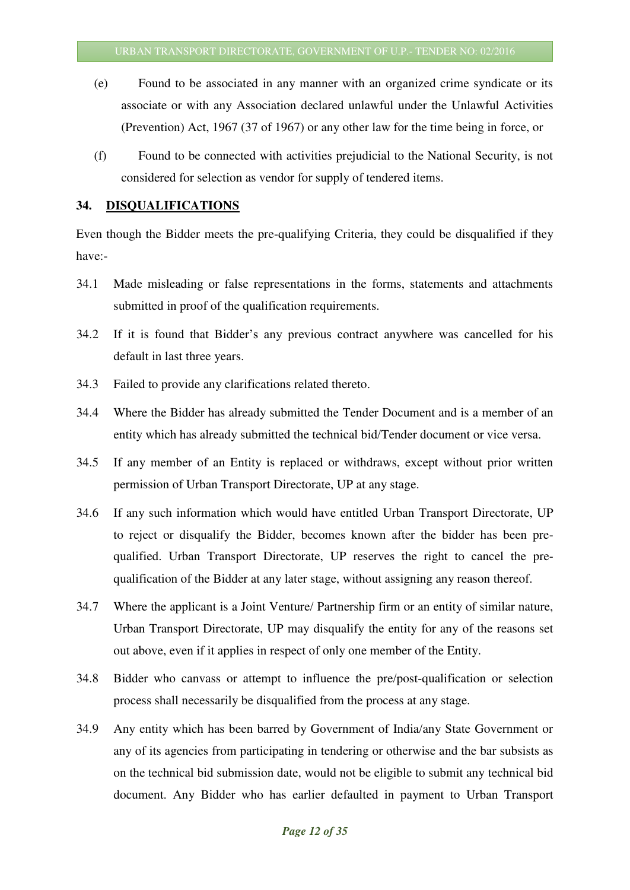(e) Found to be associated in any manner with an organized crime syndicate or its associate or with any Association declared unlawful under the Unlawful Activities (Prevention) Act, 1967 (37 of 1967) or any other law for the time being in force, or

(f) Found to be connected with activities prejudicial to the National Security, is not considered for selection as vendor for supply of tendered items.

## 34. DISQUALIFICATIONS

Even though the Bidder meets the pre-qualifying Criteria, they could be disqualified if they have:-

34.1 Made misleading or false representations in the forms, statements and attachments submitted in proof of the qualification requirements.

34.2 If it is found that Bidder's any previous contract anywhere was cancelled for his default in last three years.

34.3 Failed to provide any clarifications related thereto.

34.4 Where the Bidder has already submitted the Tender Document and is a member of an entity which has already submitted the technical bid/Tender document or vice versa.

34.5 If any member of an Entity is replaced or withdraws, except without prior written permission of Urban Transport Directorate, UP at any stage.

34.6 If any such information which would have entitled Urban Transport Directorate, UP to reject or disqualify the Bidder, becomes known after the bidder has been pre-qualified. Urban Transport Directorate, UP reserves the right to cancel the pre-qualification of the Bidder at any later stage, without assigning any reason thereof.

34.7 Where the applicant is a Joint Venture/ Partnership firm or an entity of similar nature, Urban Transport Directorate, UP may disqualify the entity for any of the reasons set out above, even if it applies in respect of only one member of the Entity.

34.8 Bidder who canvass or attempt to influence the pre/post-qualification or selection process shall necessarily be disqualified from the process at any stage.

34.9 Any entity which has been barred by Government of India/any State Government or any of its agencies from participating in tendering or otherwise and the bar subsists as on the technical bid submission date, would not be eligible to submit any technical bid document. Any Bidder who has earlier defaulted in payment to Urban Transport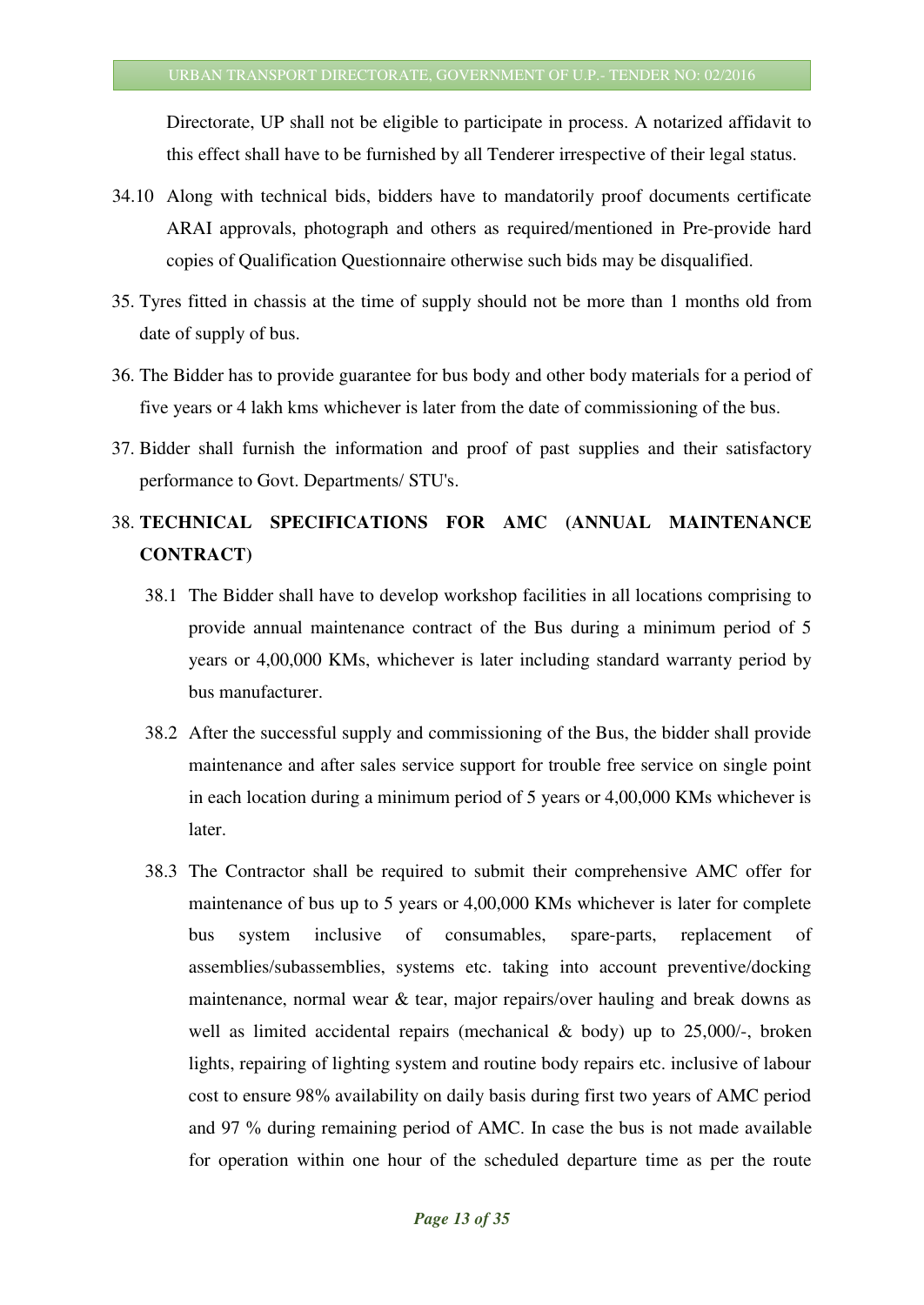Directorate, UP shall not be eligible to participate in process. A notarized affidavit to this effect shall have to be furnished by all Tenderer irrespective of their legal status.

34.10 Along with technical bids, bidders have to mandatorily proof documents certificate ARAI approvals, photograph and others as required/mentioned in Pre-provide hard copies of Qualification Questionnaire otherwise such bids may be disqualified.

35. Tyres fitted in chassis at the time of supply should not be more than 1 months old from date of supply of bus.

36. The Bidder has to provide guarantee for bus body and other body materials for a period of five years or 4 lakh kms whichever is later from the date of commissioning of the bus.

37. Bidder shall furnish the information and proof of past supplies and their satisfactory performance to Govt. Departments/ STU's.

38. **TECHNICAL SPECIFICATIONS FOR AMC (ANNUAL MAINTENANCE CONTRACT)**

38.1 The Bidder shall have to develop workshop facilities in all locations comprising to provide annual maintenance contract of the Bus during a minimum period of 5 years or 4,00,000 KMs, whichever is later including standard warranty period by bus manufacturer.

38.2 After the successful supply and commissioning of the Bus, the bidder shall provide maintenance and after sales service support for trouble free service on single point in each location during a minimum period of 5 years or 4,00,000 KMs whichever is later.

38.3 The Contractor shall be required to submit their comprehensive AMC offer for maintenance of bus up to 5 years or 4,00,000 KMs whichever is later for complete bus system inclusive of consumables, spare-parts, replacement of assemblies/subassemblies, systems etc. taking into account preventive/docking maintenance, normal wear & tear, major repairs/over hauling and break downs as well as limited accidental repairs (mechanical & body) up to 25,000/-, broken lights, repairing of lighting system and routine body repairs etc. inclusive of labour cost to ensure 98% availability on daily basis during first two years of AMC period and 97 % during remaining period of AMC. In case the bus is not made available for operation within one hour of the scheduled departure time as per the route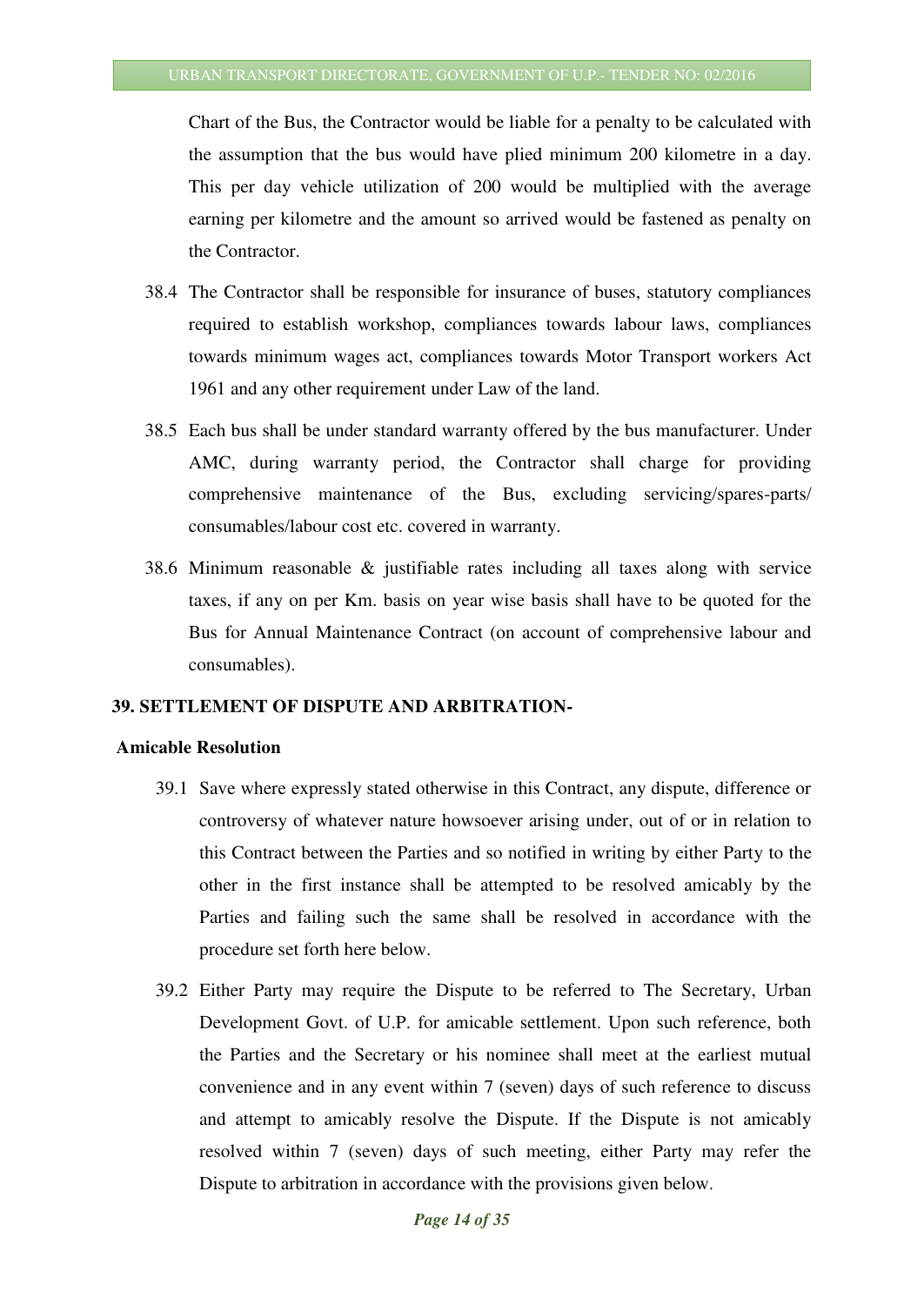Chart of the Bus, the Contractor would be liable for a penalty to be calculated with the assumption that the bus would have plied minimum 200 kilometre in a day. This per day vehicle utilization of 200 would be multiplied with the average earning per kilometre and the amount so arrived would be fastened as penalty on the Contractor.

38.4 The Contractor shall be responsible for insurance of buses, statutory compliances required to establish workshop, compliances towards labour laws, compliances towards minimum wages act, compliances towards Motor Transport workers Act 1961 and any other requirement under Law of the land.

38.5 Each bus shall be under standard warranty offered by the bus manufacturer. Under AMC, during warranty period, the Contractor shall charge for providing comprehensive maintenance of the Bus, excluding servicing/spares-parts/ consumables/labour cost etc. covered in warranty.

38.6 Minimum reasonable & justifiable rates including all taxes along with service taxes, if any on per Km. basis on year wise basis shall have to be quoted for the Bus for Annual Maintenance Contract (on account of comprehensive labour and consumables).

## 39. SETTLEMENT OF DISPUTE AND ARBITRATION-

**Amicable Resolution**

39.1 Save where expressly stated otherwise in this Contract, any dispute, difference or controversy of whatever nature howsoever arising under, out of or in relation to this Contract between the Parties and so notified in writing by either Party to the other in the first instance shall be attempted to be resolved amicably by the Parties and failing such the same shall be resolved in accordance with the procedure set forth here below.

39.2 Either Party may require the Dispute to be referred to The Secretary, Urban Development Govt. of U.P. for amicable settlement. Upon such reference, both the Parties and the Secretary or his nominee shall meet at the earliest mutual convenience and in any event within 7 (seven) days of such reference to discuss and attempt to amicably resolve the Dispute. If the Dispute is not amicably resolved within 7 (seven) days of such meeting, either Party may refer the Dispute to arbitration in accordance with the provisions given below.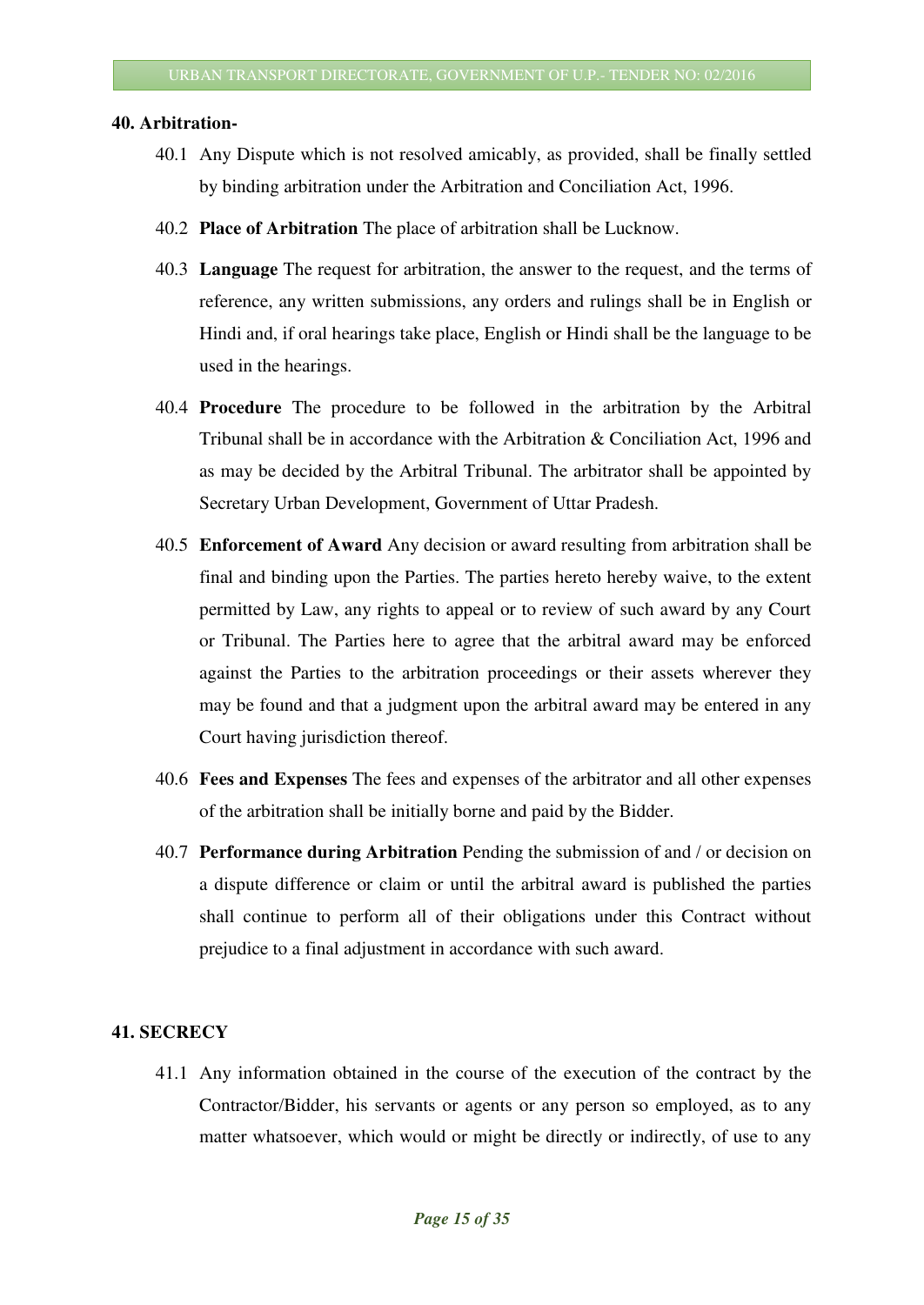**40. Arbitration-**

40.1 Any Dispute which is not resolved amicably, as provided, shall be finally settled by binding arbitration under the Arbitration and Conciliation Act, 1996.

40.2 **Place of Arbitration** The place of arbitration shall be Lucknow.

40.3 **Language** The request for arbitration, the answer to the request, and the terms of reference, any written submissions, any orders and rulings shall be in English or Hindi and, if oral hearings take place, English or Hindi shall be the language to be used in the hearings.

40.4 **Procedure** The procedure to be followed in the arbitration by the Arbitral Tribunal shall be in accordance with the Arbitration & Conciliation Act, 1996 and as may be decided by the Arbitral Tribunal. The arbitrator shall be appointed by Secretary Urban Development, Government of Uttar Pradesh.

40.5 **Enforcement of Award** Any decision or award resulting from arbitration shall be final and binding upon the Parties. The parties hereto hereby waive, to the extent permitted by Law, any rights to appeal or to review of such award by any Court or Tribunal. The Parties here to agree that the arbitral award may be enforced against the Parties to the arbitration proceedings or their assets wherever they may be found and that a judgment upon the arbitral award may be entered in any Court having jurisdiction thereof.

40.6 **Fees and Expenses** The fees and expenses of the arbitrator and all other expenses of the arbitration shall be initially borne and paid by the Bidder.

40.7 **Performance during Arbitration** Pending the submission of and / or decision on a dispute difference or claim or until the arbitral award is published the parties shall continue to perform all of their obligations under this Contract without prejudice to a final adjustment in accordance with such award.

**41. SECRECY**

41.1 Any information obtained in the course of the execution of the contract by the Contractor/Bidder, his servants or agents or any person so employed, as to any matter whatsoever, which would or might be directly or indirectly, of use to any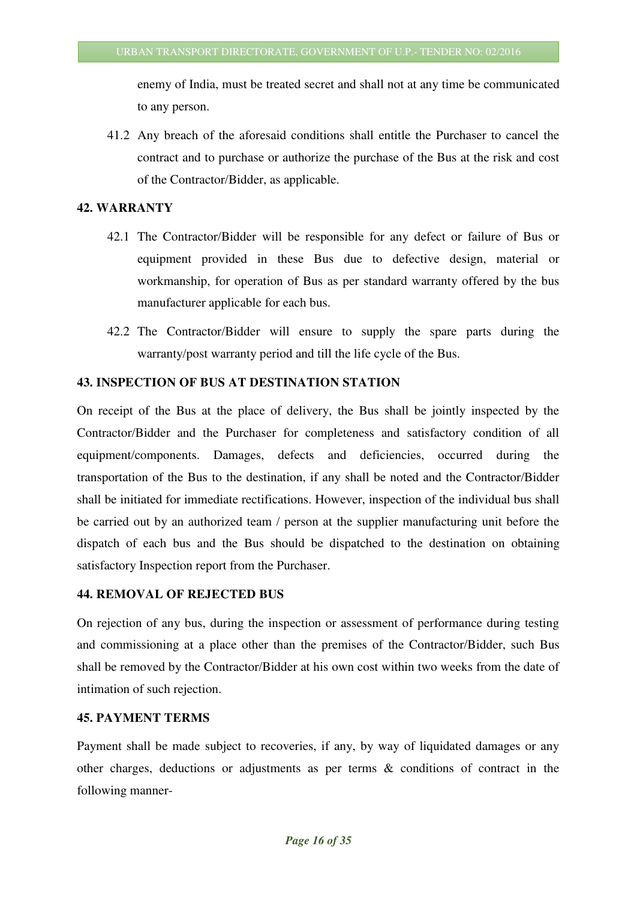enemy of India, must be treated secret and shall not at any time be communicated to any person.

41.2 Any breach of the aforesaid conditions shall entitle the Purchaser to cancel the contract and to purchase or authorize the purchase of the Bus at the risk and cost of the Contractor/Bidder, as applicable.

## 42. WARRANTY

42.1 The Contractor/Bidder will be responsible for any defect or failure of Bus or equipment provided in these Bus due to defective design, material or workmanship, for operation of Bus as per standard warranty offered by the bus manufacturer applicable for each bus.

42.2 The Contractor/Bidder will ensure to supply the spare parts during the warranty/post warranty period and till the life cycle of the Bus.

## 43. INSPECTION OF BUS AT DESTINATION STATION

On receipt of the Bus at the place of delivery, the Bus shall be jointly inspected by the Contractor/Bidder and the Purchaser for completeness and satisfactory condition of all equipment/components. Damages, defects and deficiencies, occurred during the transportation of the Bus to the destination, if any shall be noted and the Contractor/Bidder shall be initiated for immediate rectifications. However, inspection of the individual bus shall be carried out by an authorized team / person at the supplier manufacturing unit before the dispatch of each bus and the Bus should be dispatched to the destination on obtaining satisfactory Inspection report from the Purchaser.

## 44. REMOVAL OF REJECTED BUS

On rejection of any bus, during the inspection or assessment of performance during testing and commissioning at a place other than the premises of the Contractor/Bidder, such Bus shall be removed by the Contractor/Bidder at his own cost within two weeks from the date of intimation of such rejection.

## 45. PAYMENT TERMS

Payment shall be made subject to recoveries, if any, by way of liquidated damages or any other charges, deductions or adjustments as per terms & conditions of contract in the following manner-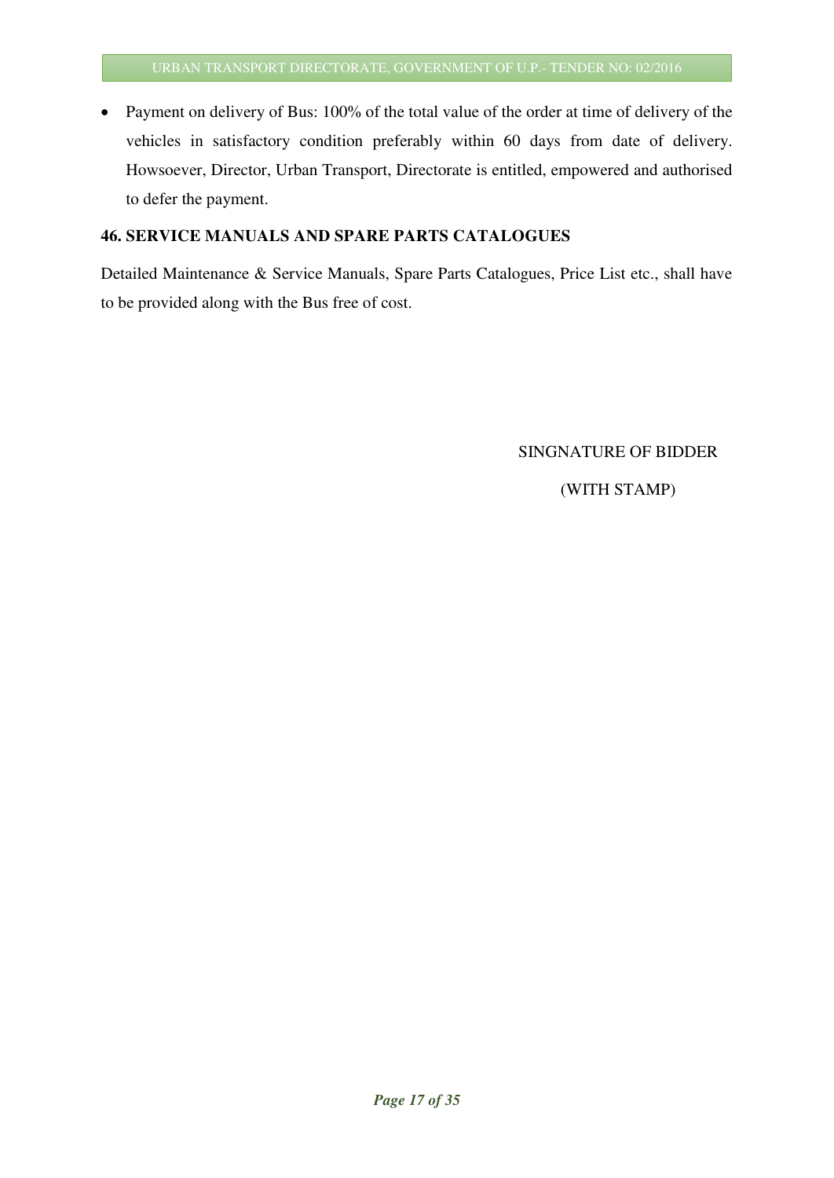- Payment on delivery of Bus: 100% of the total value of the order at time of delivery of the vehicles in satisfactory condition preferably within 60 days from date of delivery. Howsoever, Director, Urban Transport, Directorate is entitled, empowered and authorised to defer the payment.

**46. SERVICE MANUALS AND SPARE PARTS CATALOGUES**

Detailed Maintenance & Service Manuals, Spare Parts Catalogues, Price List etc., shall have to be provided along with the Bus free of cost.

SINGNATURE OF BIDDER

(WITH STAMP)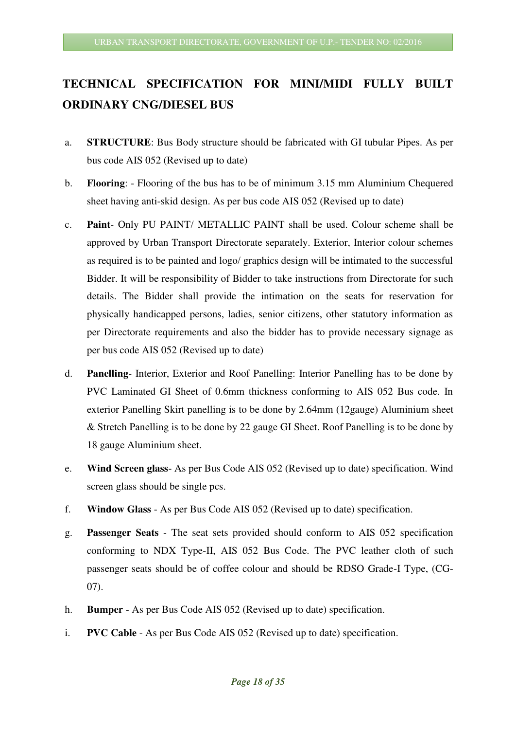## TECHNICAL SPECIFICATION FOR MINI/MIDI FULLY BUILT ORDINARY CNG/DIESEL BUS

a. **STRUCTURE**: Bus Body structure should be fabricated with GI tubular Pipes. As per bus code AIS 052 (Revised up to date)

b. **Flooring**: - Flooring of the bus has to be of minimum 3.15 mm Aluminium Chequered sheet having anti-skid design. As per bus code AIS 052 (Revised up to date)

c. **Paint**- Only PU PAINT/ METALLIC PAINT shall be used. Colour scheme shall be approved by Urban Transport Directorate separately. Exterior, Interior colour schemes as required is to be painted and logo/ graphics design will be intimated to the successful Bidder. It will be responsibility of Bidder to take instructions from Directorate for such details. The Bidder shall provide the intimation on the seats for reservation for physically handicapped persons, ladies, senior citizens, other statutory information as per Directorate requirements and also the bidder has to provide necessary signage as per bus code AIS 052 (Revised up to date)

d. **Panelling**- Interior, Exterior and Roof Panelling: Interior Panelling has to be done by PVC Laminated GI Sheet of 0.6mm thickness conforming to AIS 052 Bus code. In exterior Panelling Skirt panelling is to be done by 2.64mm (12gauge) Aluminium sheet & Stretch Panelling is to be done by 22 gauge GI Sheet. Roof Panelling is to be done by 18 gauge Aluminium sheet.

e. **Wind Screen glass**- As per Bus Code AIS 052 (Revised up to date) specification. Wind screen glass should be single pcs.

f. **Window Glass** - As per Bus Code AIS 052 (Revised up to date) specification.

g. **Passenger Seats** - The seat sets provided should conform to AIS 052 specification conforming to NDX Type-II, AIS 052 Bus Code. The PVC leather cloth of such passenger seats should be of coffee colour and should be RDSO Grade-I Type, (CG-07).

h. **Bumper** - As per Bus Code AIS 052 (Revised up to date) specification.

i. **PVC Cable** - As per Bus Code AIS 052 (Revised up to date) specification.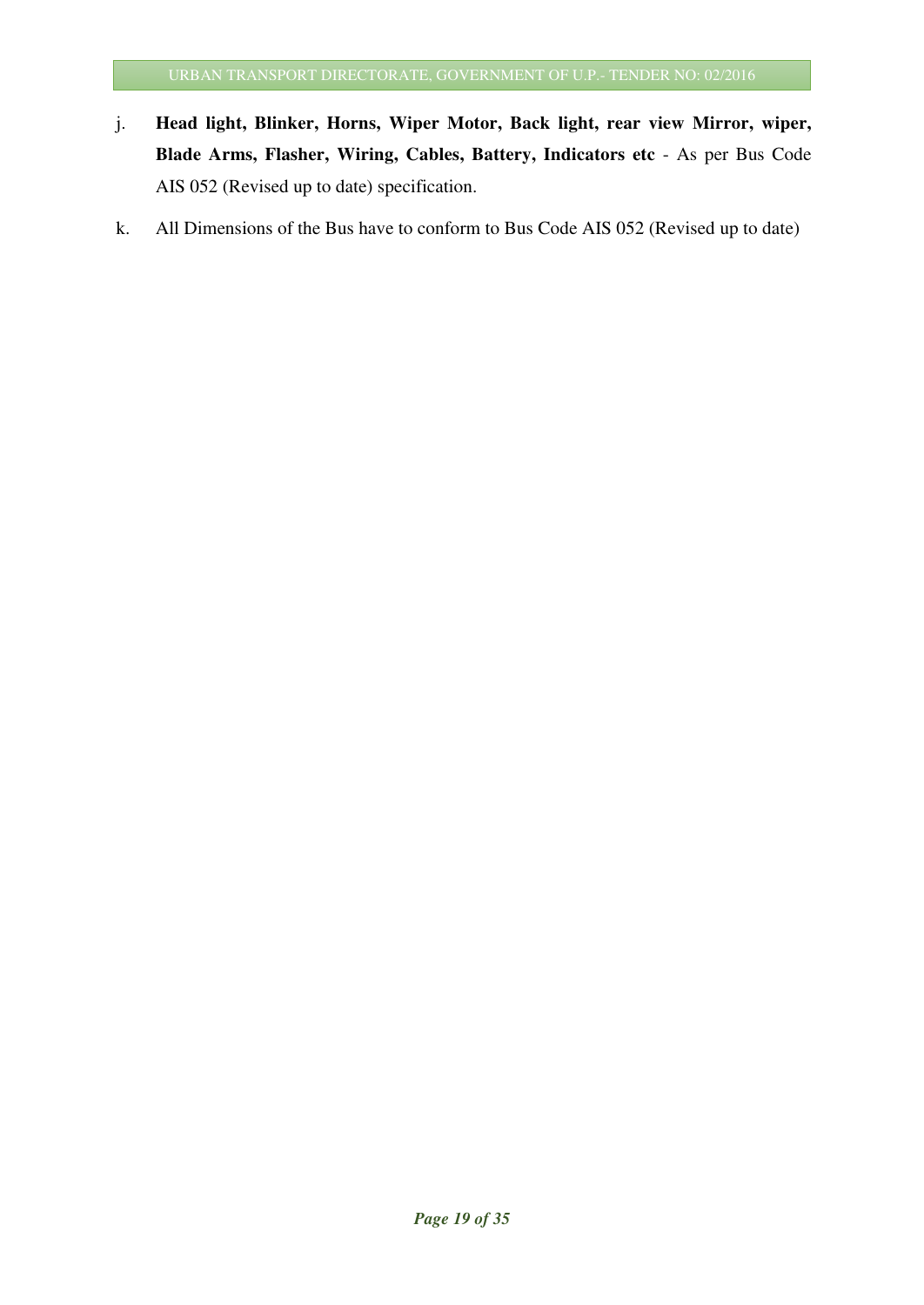j. **Head light, Blinker, Horns, Wiper Motor, Back light, rear view Mirror, wiper, Blade Arms, Flasher, Wiring, Cables, Battery, Indicators etc** - As per Bus Code AIS 052 (Revised up to date) specification.

k. All Dimensions of the Bus have to conform to Bus Code AIS 052 (Revised up to date)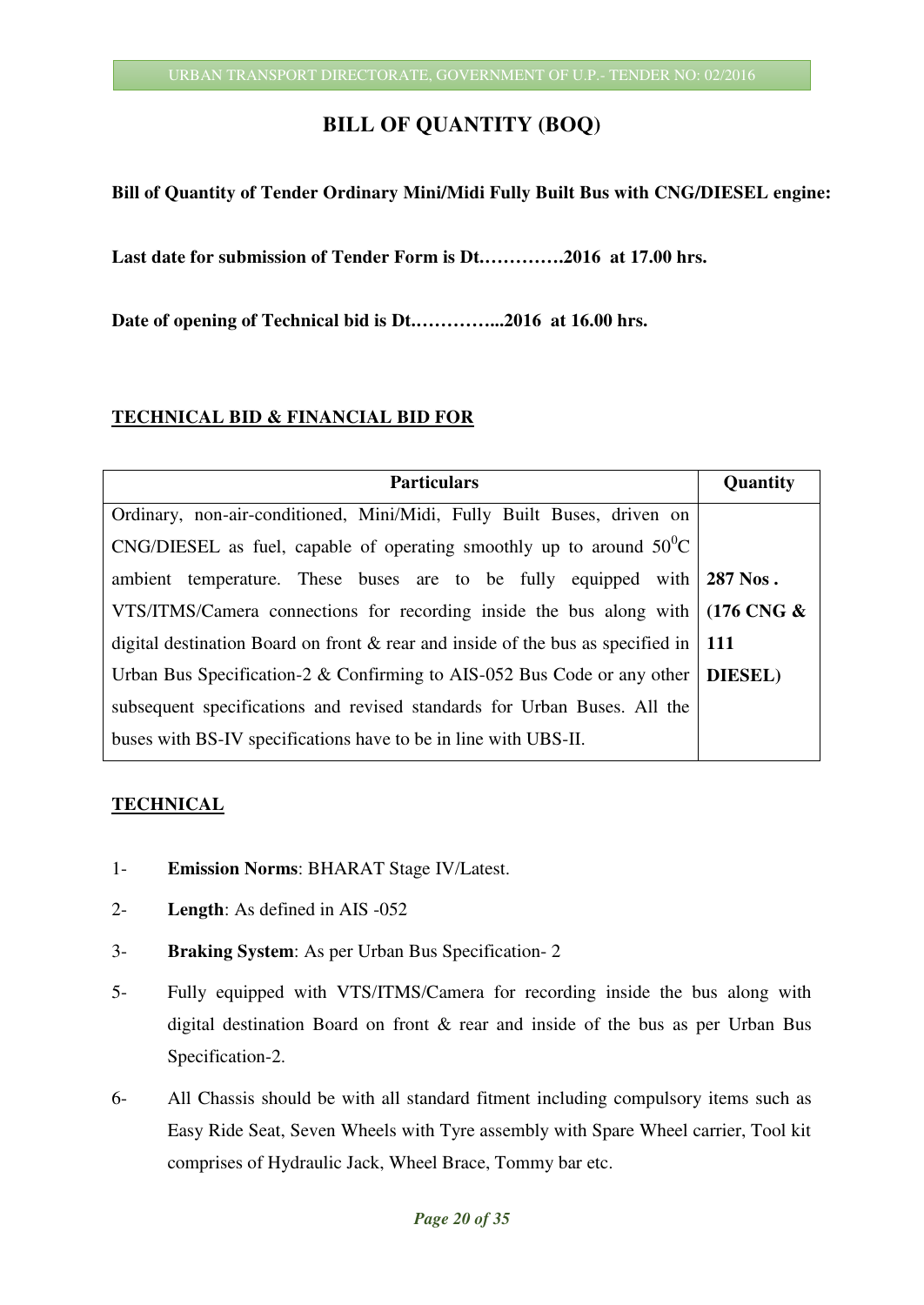# BILL OF QUANTITY (BOQ)

**Bill of Quantity of Tender Ordinary Mini/Midi Fully Built Bus with CNG/DIESEL engine:**

**Last date for submission of Tender Form is Dt.………….2016 at 17.00 hrs.**

**Date of opening of Technical bid is Dt.…………...2016 at 16.00 hrs.**

**TECHNICAL BID & FINANCIAL BID FOR**

| Particulars | Quantity |
|---|---|
| Ordinary, non-air-conditioned, Mini/Midi, Fully Built Buses, driven on CNG/DIESEL as fuel, capable of operating smoothly up to around $50^0$C ambient temperature. These buses are to be fully equipped with VTS/ITMS/Camera connections for recording inside the bus along with digital destination Board on front & rear and inside of the bus as specified in Urban Bus Specification-2 & Confirming to AIS-052 Bus Code or any other subsequent specifications and revised standards for Urban Buses. All the buses with BS-IV specifications have to be in line with UBS-II. | **287 Nos . (176 CNG & 111 DIESEL)** |

**TECHNICAL**

1- **Emission Norms**: BHARAT Stage IV/Latest.

2- **Length**: As defined in AIS -052

3- **Braking System**: As per Urban Bus Specification- 2

5- Fully equipped with VTS/ITMS/Camera for recording inside the bus along with digital destination Board on front & rear and inside of the bus as per Urban Bus Specification-2.

6- All Chassis should be with all standard fitment including compulsory items such as Easy Ride Seat, Seven Wheels with Tyre assembly with Spare Wheel carrier, Tool kit comprises of Hydraulic Jack, Wheel Brace, Tommy bar etc.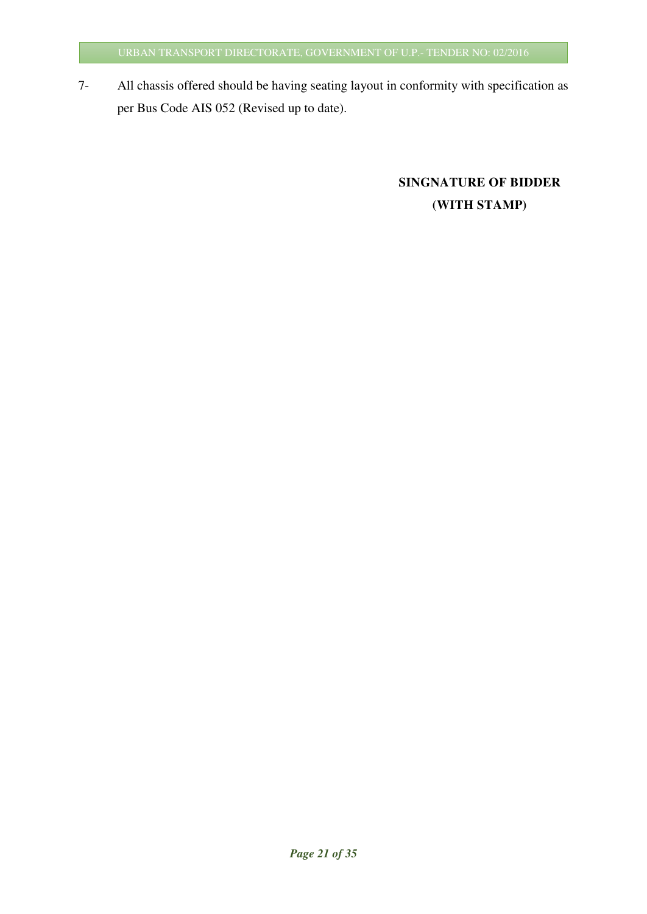7- All chassis offered should be having seating layout in conformity with specification as per Bus Code AIS 052 (Revised up to date).

**SINGNATURE OF BIDDER**
**(WITH STAMP)**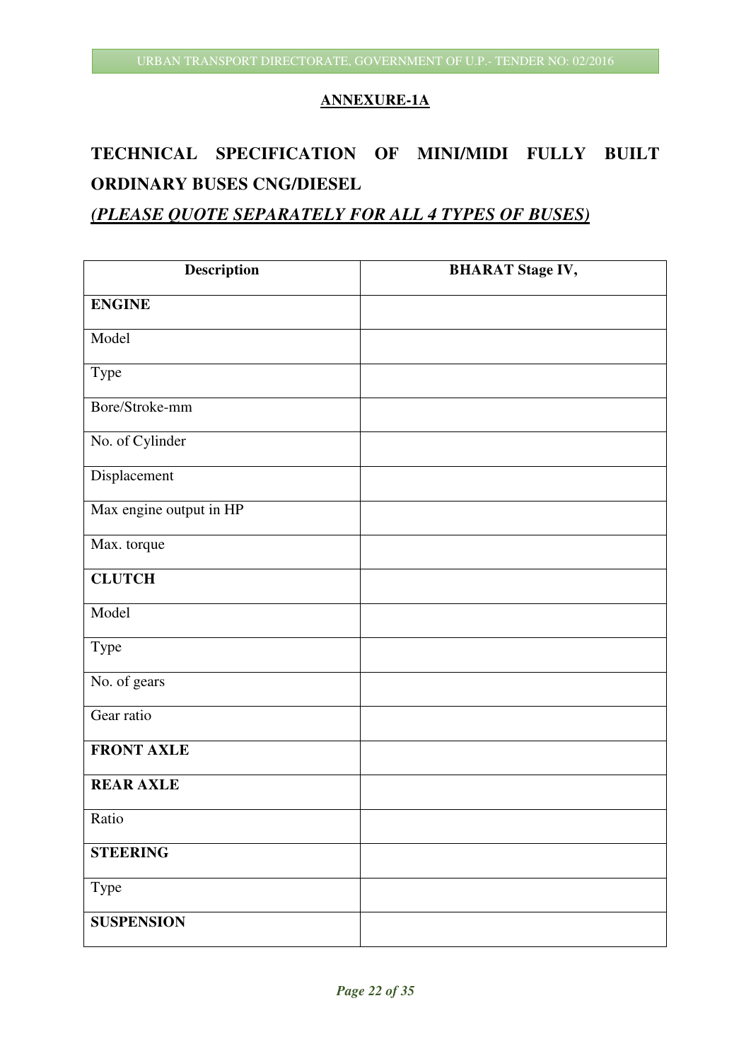## ANNEXURE-1A

# TECHNICAL SPECIFICATION OF MINI/MIDI FULLY BUILT ORDINARY BUSES CNG/DIESEL

## *(PLEASE QUOTE SEPARATELY FOR ALL 4 TYPES OF BUSES)*

| Description | BHARAT Stage IV, |
|---|---|
| **ENGINE** | |
| Model | |
| Type | |
| Bore/Stroke-mm | |
| No. of Cylinder | |
| Displacement | |
| Max engine output in HP | |
| Max. torque | |
| **CLUTCH** | |
| Model | |
| Type | |
| No. of gears | |
| Gear ratio | |
| **FRONT AXLE** | |
| **REAR AXLE** | |
| Ratio | |
| **STEERING** | |
| Type | |
| **SUSPENSION** | |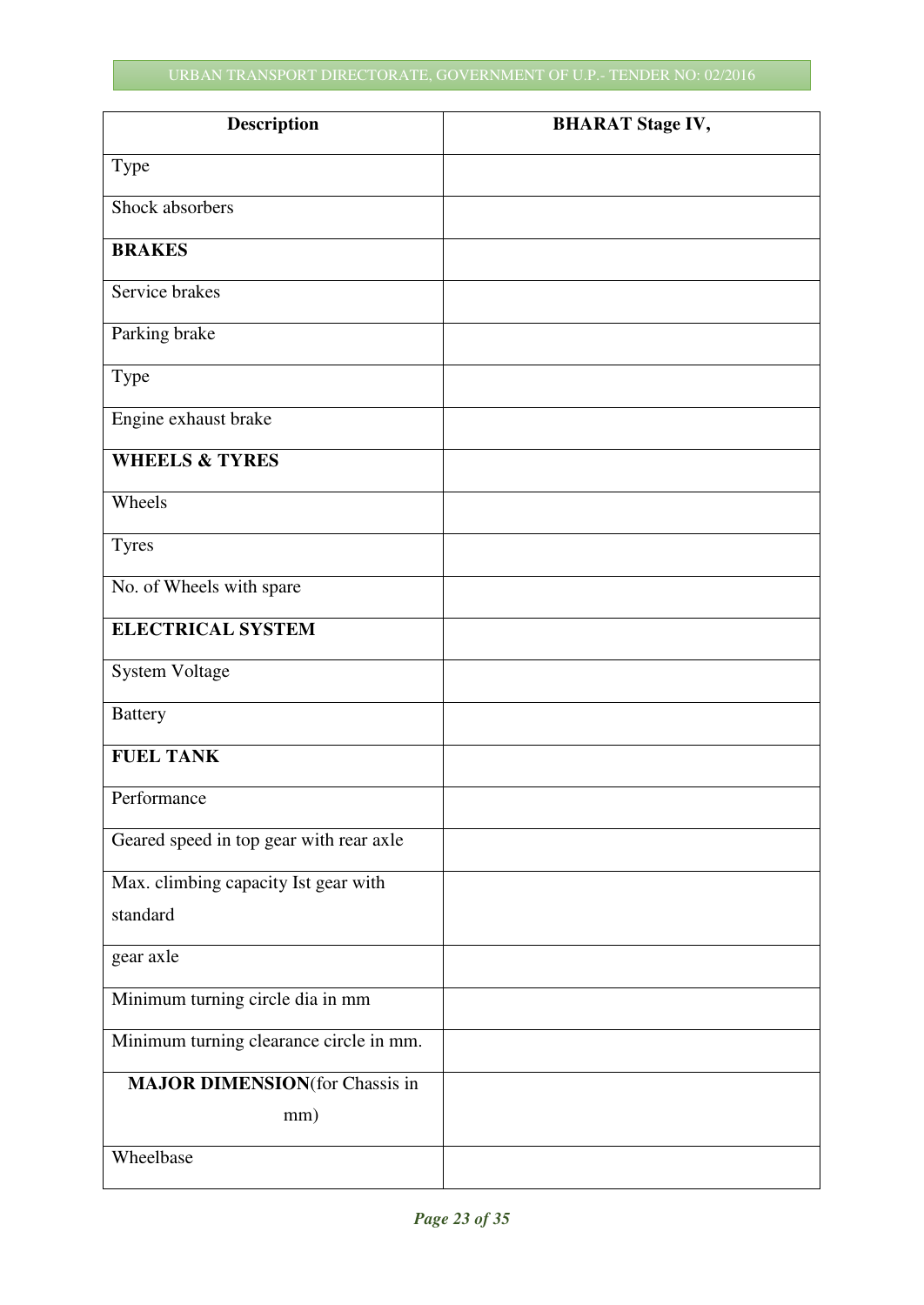| Description | BHARAT Stage IV, |
| --- | --- |
| Type | |
| Shock absorbers | |
| **BRAKES** | |
| Service brakes | |
| Parking brake | |
| Type | |
| Engine exhaust brake | |
| **WHEELS & TYRES** | |
| Wheels | |
| Tyres | |
| No. of Wheels with spare | |
| **ELECTRICAL SYSTEM** | |
| System Voltage | |
| Battery | |
| **FUEL TANK** | |
| Performance | |
| Geared speed in top gear with rear axle | |
| Max. climbing capacity Ist gear with standard | |
| gear axle | |
| Minimum turning circle dia in mm | |
| Minimum turning clearance circle in mm. | |
| **MAJOR DIMENSION**(for Chassis in mm) | |
| Wheelbase | |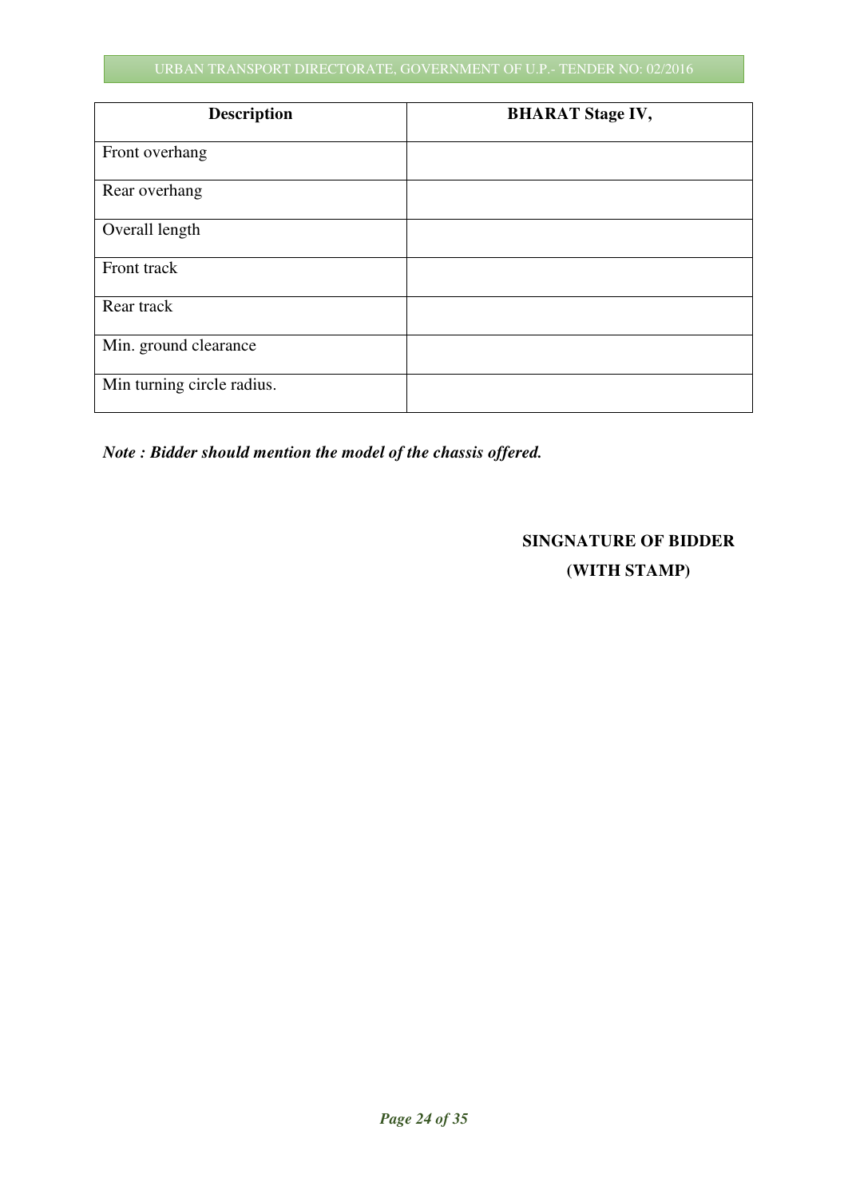| Description | BHARAT Stage IV, |
|---|---|
| Front overhang | |
| Rear overhang | |
| Overall length | |
| Front track | |
| Rear track | |
| Min. ground clearance | |
| Min turning circle radius. | |

***Note : Bidder should mention the model of the chassis offered.***

**SINGNATURE OF BIDDER**
**(WITH STAMP)**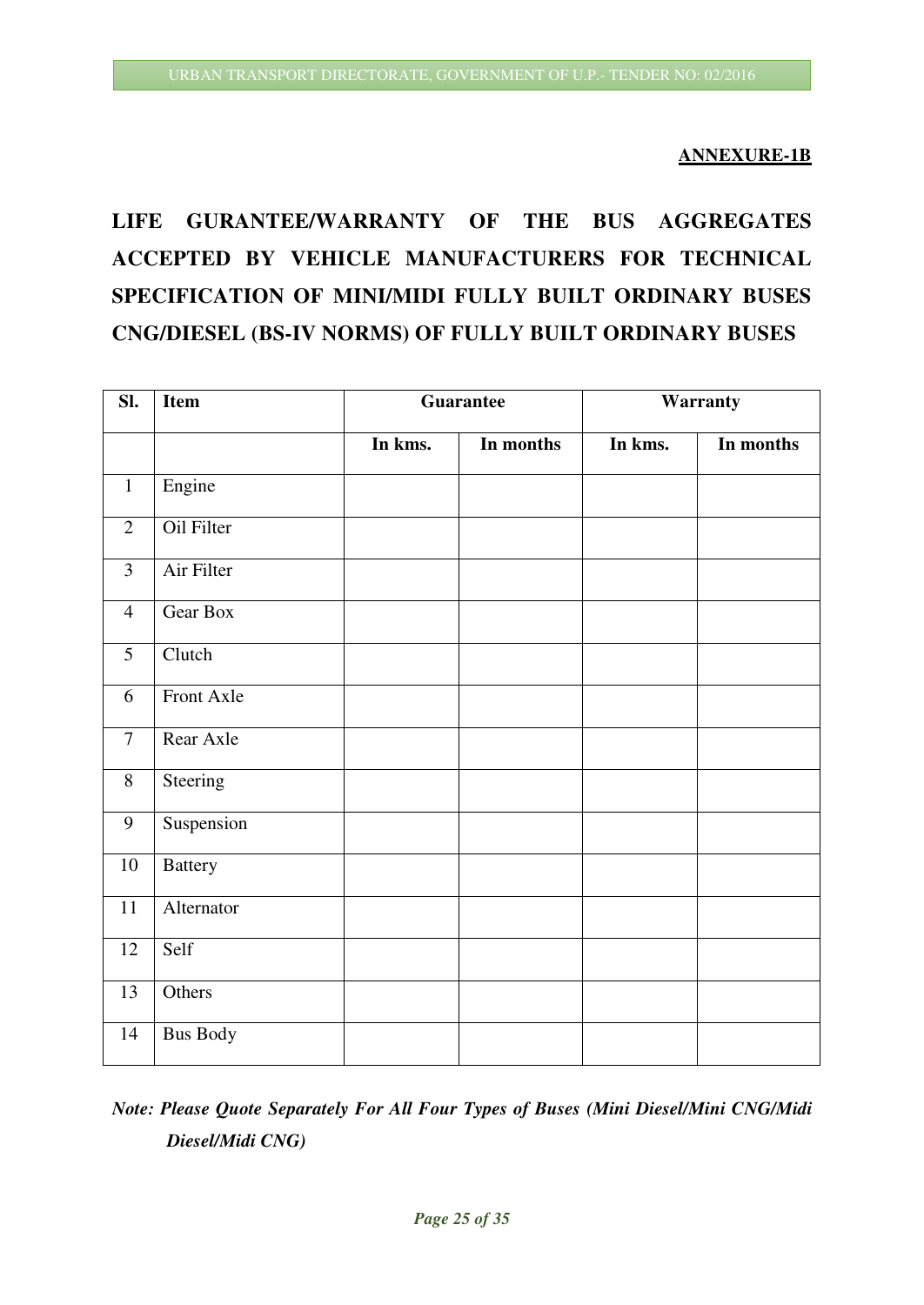**ANNEXURE-1B**

# LIFE GURANTEE/WARRANTY OF THE BUS AGGREGATES ACCEPTED BY VEHICLE MANUFACTURERS FOR TECHNICAL SPECIFICATION OF MINI/MIDI FULLY BUILT ORDINARY BUSES CNG/DIESEL (BS-IV NORMS) OF FULLY BUILT ORDINARY BUSES

| Sl. | Item | Guarantee | | Warranty | |
|---|---|---|---|---|---|
| | | In kms. | In months | In kms. | In months |
| 1 | Engine | | | | |
| 2 | Oil Filter | | | | |
| 3 | Air Filter | | | | |
| 4 | Gear Box | | | | |
| 5 | Clutch | | | | |
| 6 | Front Axle | | | | |
| 7 | Rear Axle | | | | |
| 8 | Steering | | | | |
| 9 | Suspension | | | | |
| 10 | Battery | | | | |
| 11 | Alternator | | | | |
| 12 | Self | | | | |
| 13 | Others | | | | |
| 14 | Bus Body | | | | |

***Note: Please Quote Separately For All Four Types of Buses (Mini Diesel/Mini CNG/Midi Diesel/Midi CNG)***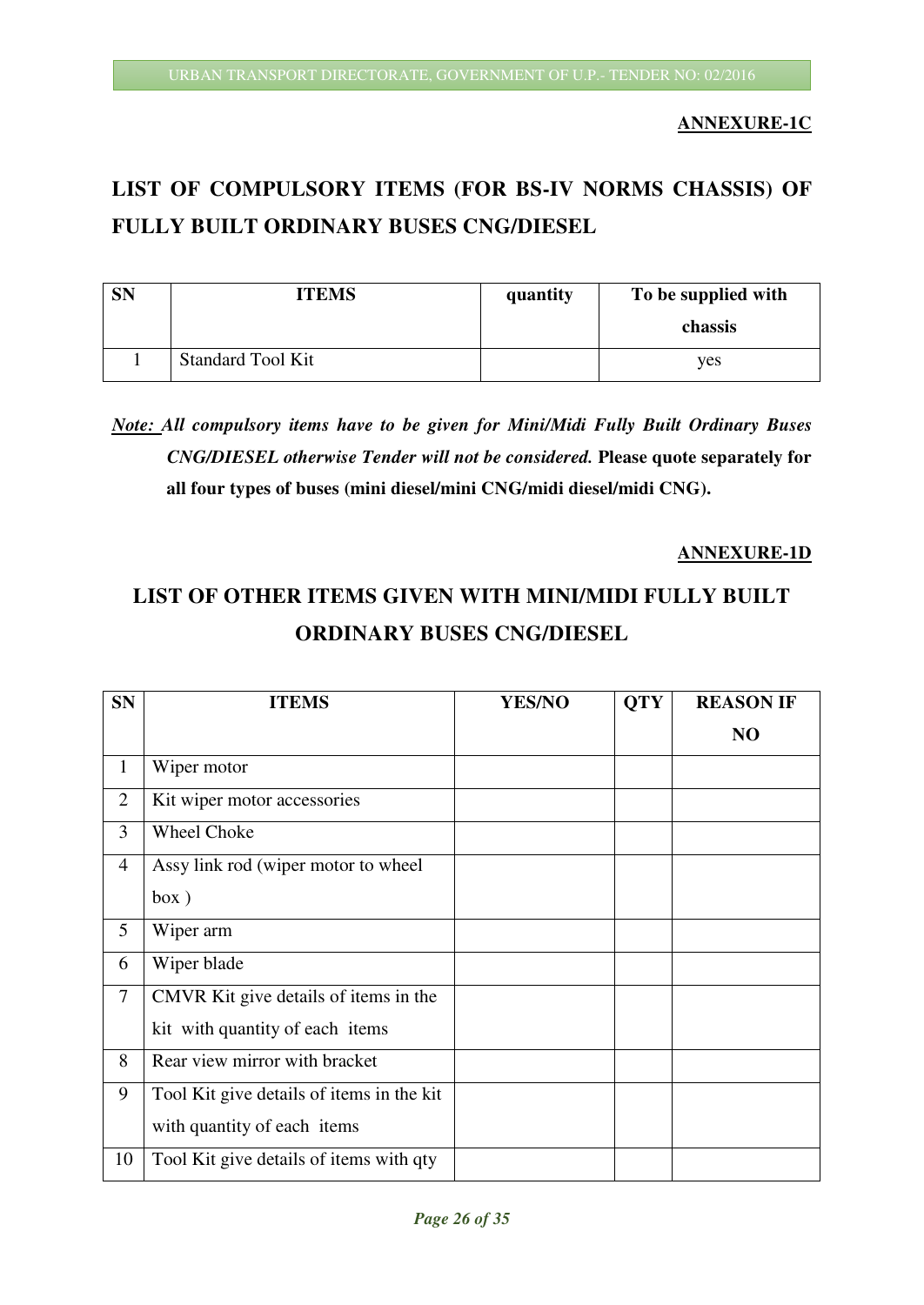**ANNEXURE-1C**

# LIST OF COMPULSORY ITEMS (FOR BS-IV NORMS CHASSIS) OF FULLY BUILT ORDINARY BUSES CNG/DIESEL

| SN | ITEMS | quantity | To be supplied with chassis |
|---|---|---|---|
| 1 | Standard Tool Kit | | yes |

***Note:*** ***All compulsory items have to be given for Mini/Midi Fully Built Ordinary Buses CNG/DIESEL otherwise Tender will not be considered.*** **Please quote separately for all four types of buses (mini diesel/mini CNG/midi diesel/midi CNG).**

**ANNEXURE-1D**

# LIST OF OTHER ITEMS GIVEN WITH MINI/MIDI FULLY BUILT ORDINARY BUSES CNG/DIESEL

| SN | ITEMS | YES/NO | QTY | REASON IF NO |
|---|---|---|---|---|
| 1 | Wiper motor | | | |
| 2 | Kit wiper motor accessories | | | |
| 3 | Wheel Choke | | | |
| 4 | Assy link rod (wiper motor to wheel box ) | | | |
| 5 | Wiper arm | | | |
| 6 | Wiper blade | | | |
| 7 | CMVR Kit give details of items in the kit with quantity of each items | | | |
| 8 | Rear view mirror with bracket | | | |
| 9 | Tool Kit give details of items in the kit with quantity of each items | | | |
| 10 | Tool Kit give details of items with qty | | | |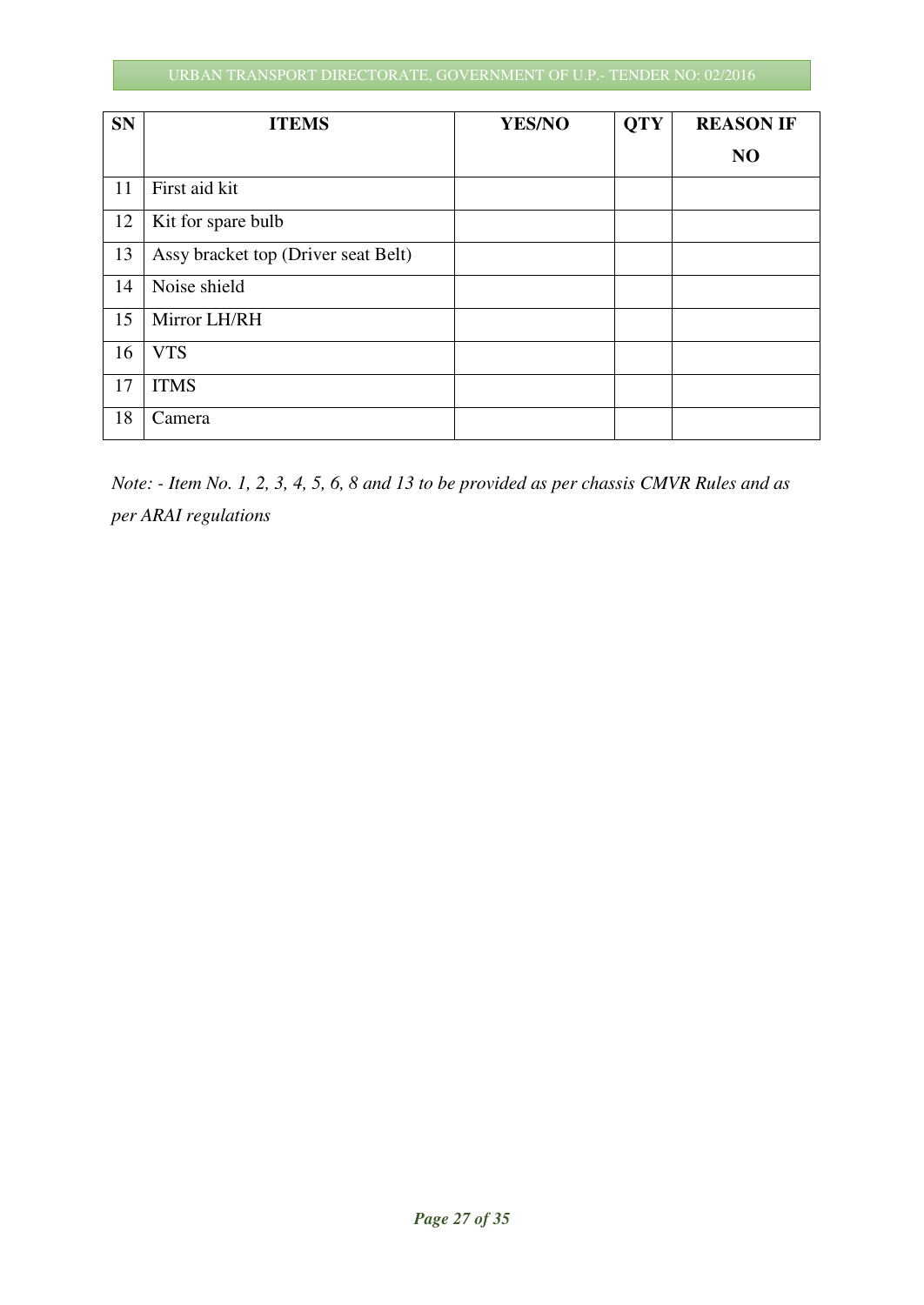| SN | ITEMS | YES/NO | QTY | REASON IF NO |
|---|---|---|---|---|
| 11 | First aid kit | | | |
| 12 | Kit for spare bulb | | | |
| 13 | Assy bracket top (Driver seat Belt) | | | |
| 14 | Noise shield | | | |
| 15 | Mirror LH/RH | | | |
| 16 | VTS | | | |
| 17 | ITMS | | | |
| 18 | Camera | | | |

*Note: - Item No. 1, 2, 3, 4, 5, 6, 8 and 13 to be provided as per chassis CMVR Rules and as per ARAI regulations*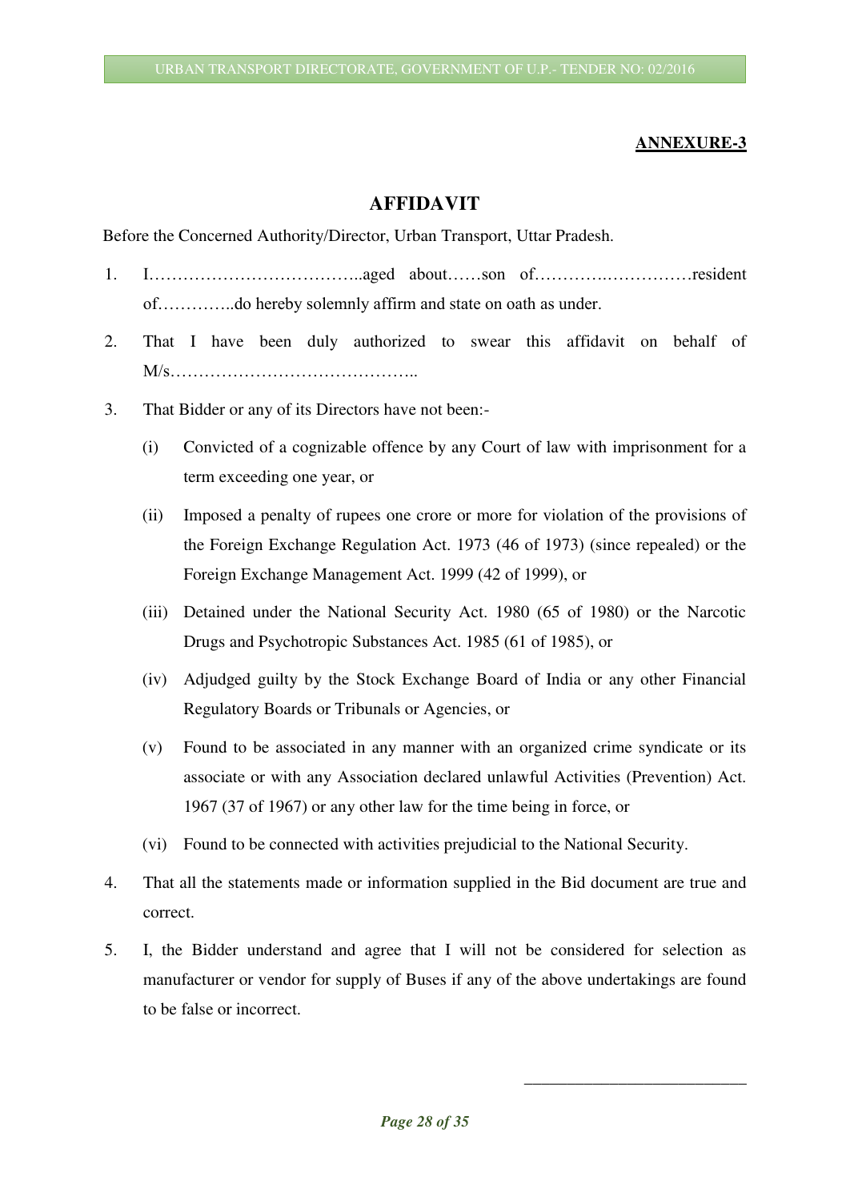**ANNEXURE-3**

## AFFIDAVIT

Before the Concerned Authority/Director, Urban Transport, Uttar Pradesh.

1. I………………………………..aged about……son of………….……………resident of…………..do hereby solemnly affirm and state on oath as under.
2. That I have been duly authorized to swear this affidavit on behalf of M/s……………………………………..
3. That Bidder or any of its Directors have not been:-
   - (i) Convicted of a cognizable offence by any Court of law with imprisonment for a term exceeding one year, or
   - (ii) Imposed a penalty of rupees one crore or more for violation of the provisions of the Foreign Exchange Regulation Act. 1973 (46 of 1973) (since repealed) or the Foreign Exchange Management Act. 1999 (42 of 1999), or
   - (iii) Detained under the National Security Act. 1980 (65 of 1980) or the Narcotic Drugs and Psychotropic Substances Act. 1985 (61 of 1985), or
   - (iv) Adjudged guilty by the Stock Exchange Board of India or any other Financial Regulatory Boards or Tribunals or Agencies, or
   - (v) Found to be associated in any manner with an organized crime syndicate or its associate or with any Association declared unlawful Activities (Prevention) Act. 1967 (37 of 1967) or any other law for the time being in force, or
   - (vi) Found to be connected with activities prejudicial to the National Security.
4. That all the statements made or information supplied in the Bid document are true and correct.
5. I, the Bidder understand and agree that I will not be considered for selection as manufacturer or vendor for supply of Buses if any of the above undertakings are found to be false or incorrect.

\_\_\_\_\_\_\_\_\_\_\_\_\_\_\_\_\_\_\_\_\_\_\_\_\_\_\_\_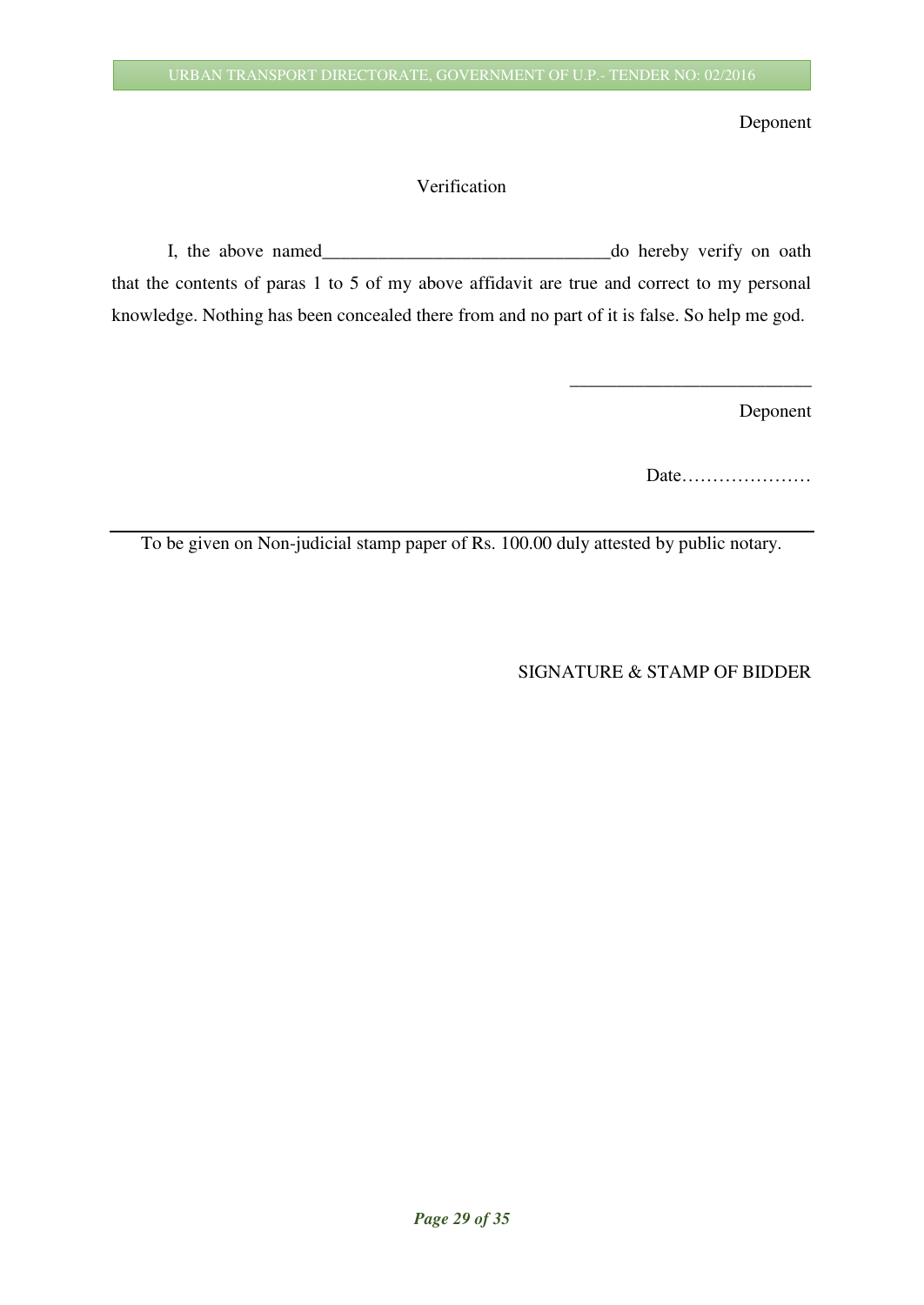Deponent

Verification

I, the above named_______________________________do hereby verify on oath that the contents of paras 1 to 5 of my above affidavit are true and correct to my personal knowledge. Nothing has been concealed there from and no part of it is false. So help me god.

__________________________

Deponent

Date…………………

---

To be given on Non-judicial stamp paper of Rs. 100.00 duly attested by public notary.

SIGNATURE & STAMP OF BIDDER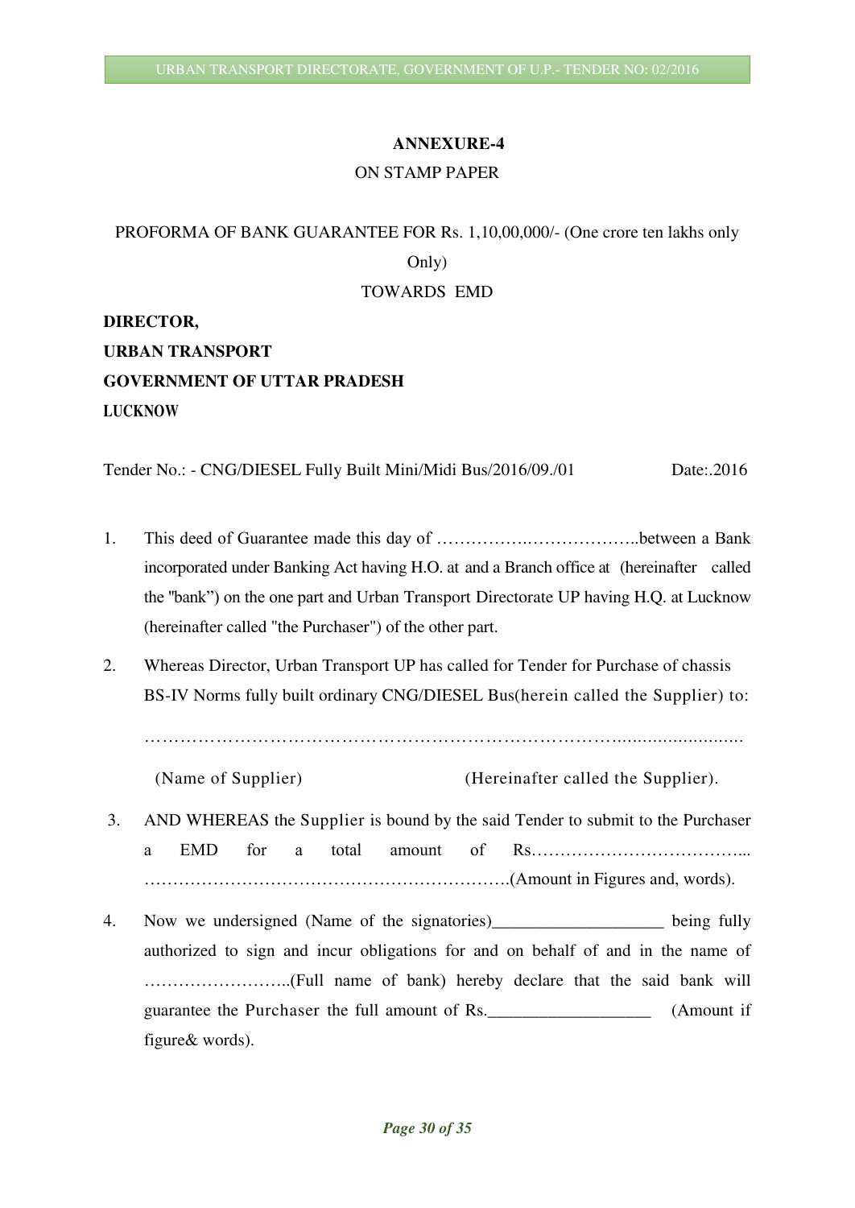**ANNEXURE-4**

ON STAMP PAPER

PROFORMA OF BANK GUARANTEE FOR Rs. 1,10,00,000/- (One crore ten lakhs only Only)

TOWARDS EMD

**DIRECTOR,**

**URBAN TRANSPORT**

**GOVERNMENT OF UTTAR PRADESH**

**LUCKNOW**

Tender No.: - CNG/DIESEL Fully Built Mini/Midi Bus/2016/09./01 Date:.2016

1. This deed of Guarantee made this day of ……………….………………..between a Bank incorporated under Banking Act having H.O. at and a Branch office at (hereinafter called the "bank") on the one part and Urban Transport Directorate UP having H.Q. at Lucknow (hereinafter called "the Purchaser") of the other part.

2. Whereas Director, Urban Transport UP has called for Tender for Purchase of chassis BS-IV Norms fully built ordinary CNG/DIESEL Bus(herein called the Supplier) to:

   …………………………………………………………………………………………………

   (Name of Supplier) (Hereinafter called the Supplier).

3. AND WHEREAS the Supplier is bound by the said Tender to submit to the Purchaser a EMD for a total amount of Rs.………………………………... ……………………………………………………….(Amount in Figures and, words).

4. Now we undersigned (Name of the signatories)____________________ being fully authorized to sign and incur obligations for and on behalf of and in the name of ……………………..(Full name of bank) hereby declare that the said bank will guarantee the Purchaser the full amount of Rs.___________________ (Amount if figure& words).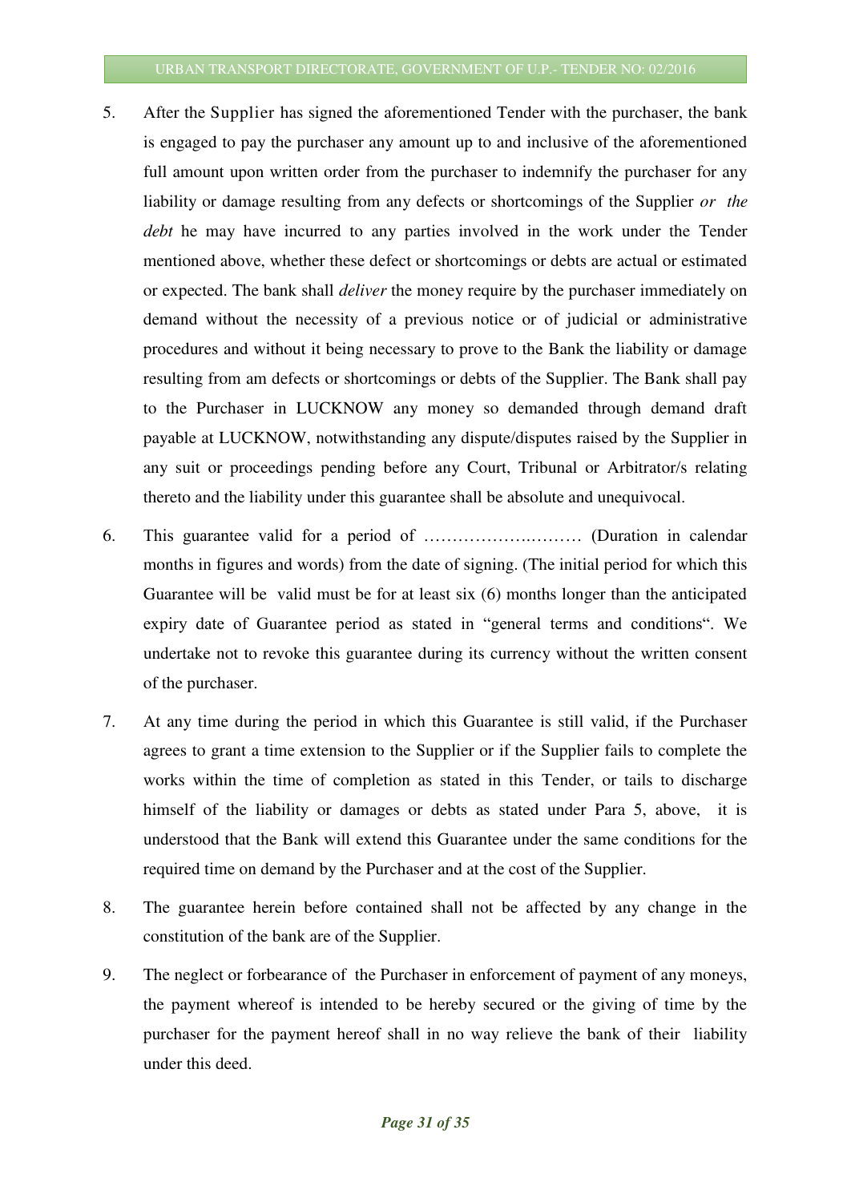5. After the Supplier has signed the aforementioned Tender with the purchaser, the bank is engaged to pay the purchaser any amount up to and inclusive of the aforementioned full amount upon written order from the purchaser to indemnify the purchaser for any liability or damage resulting from any defects or shortcomings of the Supplier *or the debt* he may have incurred to any parties involved in the work under the Tender mentioned above, whether these defect or shortcomings or debts are actual or estimated or expected. The bank shall *deliver* the money require by the purchaser immediately on demand without the necessity of a previous notice or of judicial or administrative procedures and without it being necessary to prove to the Bank the liability or damage resulting from am defects or shortcomings or debts of the Supplier. The Bank shall pay to the Purchaser in LUCKNOW any money so demanded through demand draft payable at LUCKNOW, notwithstanding any dispute/disputes raised by the Supplier in any suit or proceedings pending before any Court, Tribunal or Arbitrator/s relating thereto and the liability under this guarantee shall be absolute and unequivocal.

6. This guarantee valid for a period of ……………….……… (Duration in calendar months in figures and words) from the date of signing. (The initial period for which this Guarantee will be valid must be for at least six (6) months longer than the anticipated expiry date of Guarantee period as stated in "general terms and conditions". We undertake not to revoke this guarantee during its currency without the written consent of the purchaser.

7. At any time during the period in which this Guarantee is still valid, if the Purchaser agrees to grant a time extension to the Supplier or if the Supplier fails to complete the works within the time of completion as stated in this Tender, or tails to discharge himself of the liability or damages or debts as stated under Para 5, above, it is understood that the Bank will extend this Guarantee under the same conditions for the required time on demand by the Purchaser and at the cost of the Supplier.

8. The guarantee herein before contained shall not be affected by any change in the constitution of the bank are of the Supplier.

9. The neglect or forbearance of the Purchaser in enforcement of payment of any moneys, the payment whereof is intended to be hereby secured or the giving of time by the purchaser for the payment hereof shall in no way relieve the bank of their liability under this deed.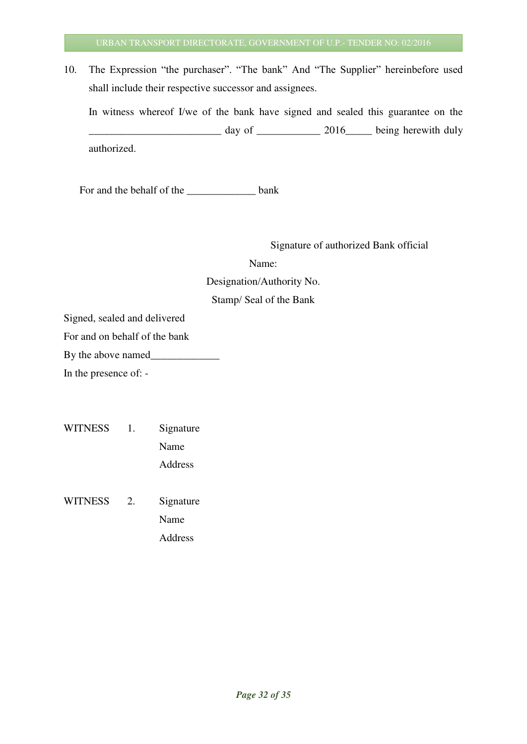10. The Expression "the purchaser". "The bank" And "The Supplier" hereinbefore used shall include their respective successor and assignees.

    In witness whereof I/we of the bank have signed and sealed this guarantee on the _________________________ day of ____________ 2016_____ being herewith duly authorized.

For and the behalf of the _____________ bank

Signature of authorized Bank official

Name:

Designation/Authority No.

Stamp/ Seal of the Bank

Signed, sealed and delivered

For and on behalf of the bank

By the above named_____________

In the presence of: -

WITNESS 1. Signature

Name

Address

WITNESS 2. Signature

Name

Address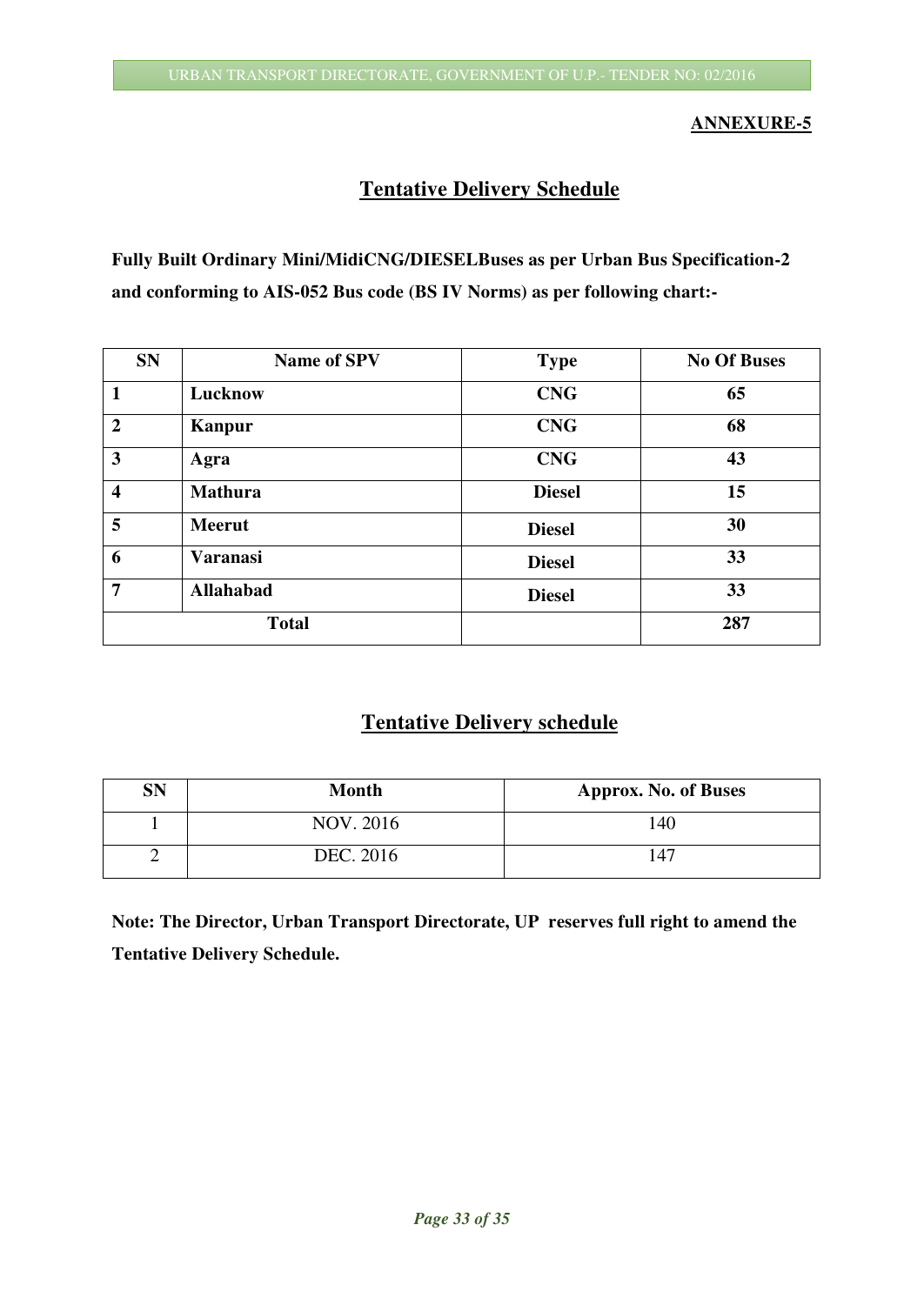**ANNEXURE-5**

## Tentative Delivery Schedule

**Fully Built Ordinary Mini/MidiCNG/DIESELBuses as per Urban Bus Specification-2 and conforming to AIS-052 Bus code (BS IV Norms) as per following chart:-**

| SN | Name of SPV | Type | No Of Buses |
|---|---|---|---|
| 1 | Lucknow | CNG | 65 |
| 2 | Kanpur | CNG | 68 |
| 3 | Agra | CNG | 43 |
| 4 | Mathura | Diesel | 15 |
| 5 | Meerut | Diesel | 30 |
| 6 | Varanasi | Diesel | 33 |
| 7 | Allahabad | Diesel | 33 |
| Total | | | 287 |

## Tentative Delivery schedule

| SN | Month | Approx. No. of Buses |
|---|---|---|
| 1 | NOV. 2016 | 140 |
| 2 | DEC. 2016 | 147 |

**Note: The Director, Urban Transport Directorate, UP reserves full right to amend the Tentative Delivery Schedule.**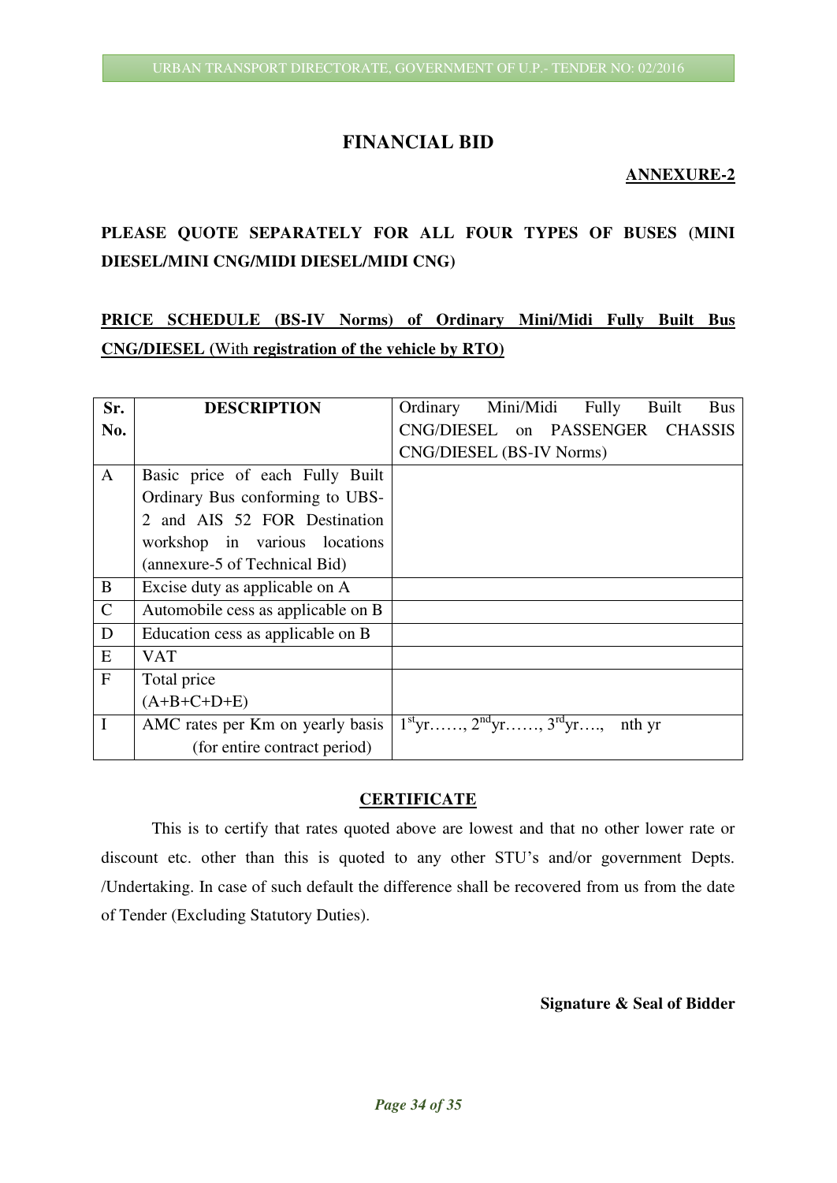# FINANCIAL BID

**ANNEXURE-2**

**PLEASE QUOTE SEPARATELY FOR ALL FOUR TYPES OF BUSES (MINI DIESEL/MINI CNG/MIDI DIESEL/MIDI CNG)**

**PRICE SCHEDULE (BS-IV Norms) of Ordinary Mini/Midi Fully Built Bus CNG/DIESEL (With registration of the vehicle by RTO)**

| Sr. No. | DESCRIPTION | Ordinary Mini/Midi Fully Built Bus CNG/DIESEL on PASSENGER CHASSIS CNG/DIESEL (BS-IV Norms) |
|---|---|---|
| A | Basic price of each Fully Built Ordinary Bus conforming to UBS-2 and AIS 52 FOR Destination workshop in various locations (annexure-5 of Technical Bid) | |
| B | Excise duty as applicable on A | |
| C | Automobile cess as applicable on B | |
| D | Education cess as applicable on B | |
| E | VAT | |
| F | Total price (A+B+C+D+E) | |
| I | AMC rates per Km on yearly basis (for entire contract period) | 1st yr……, 2nd yr……, 3rd yr…., nth yr |

**CERTIFICATE**

This is to certify that rates quoted above are lowest and that no other lower rate or discount etc. other than this is quoted to any other STU's and/or government Depts. /Undertaking. In case of such default the difference shall be recovered from us from the date of Tender (Excluding Statutory Duties).

**Signature & Seal of Bidder**